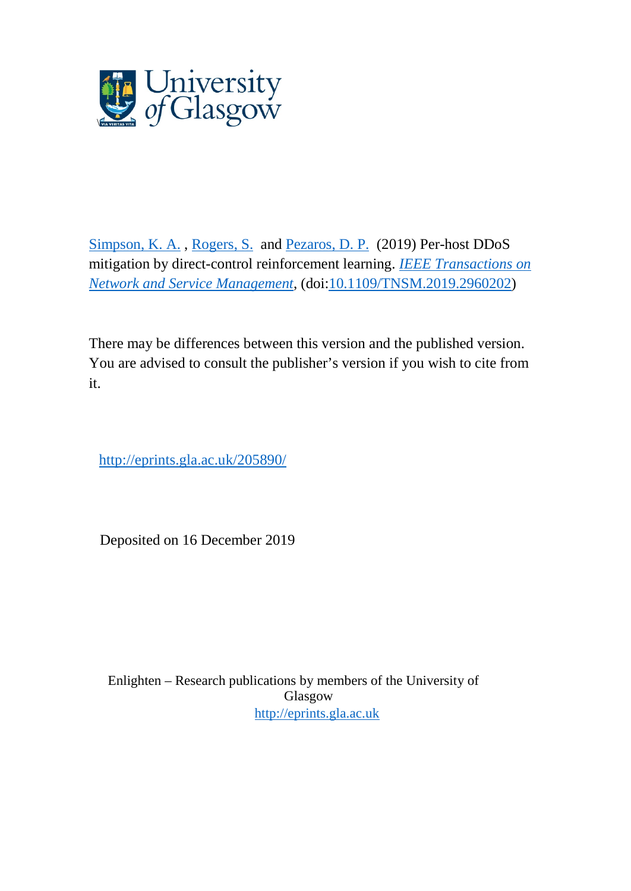Simpson, K. A. , Rogers, S. and Pezaros, D. P. (2019) Per-host DDoS mitigation by direct-control reinforcement learning. *IEEE Transactions on Network and Service Management*, (doi:10.1109/TNSM.2019.2960202)

There may be differences between this version and the published version. You are advised to consult the publisher's version if you wish to cite from it.

http://eprints.gla.ac.uk/205890/

Deposited on 16 December 2019

Enlighten – Research publications by members of the University of Glasgow
http://eprints.gla.ac.uk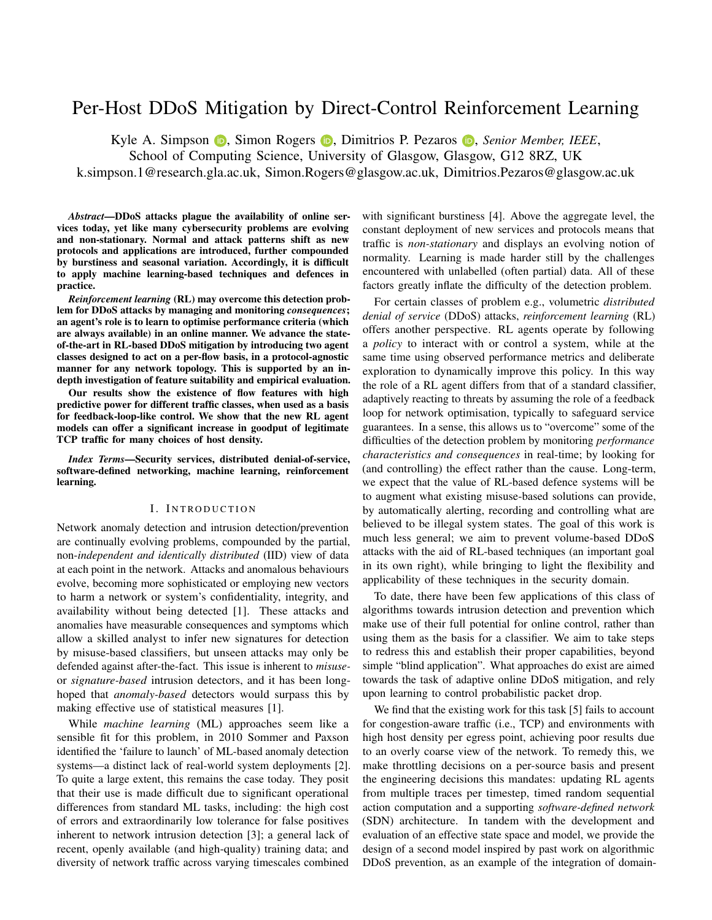# Per-Host DDoS Mitigation by Direct-Control Reinforcement Learning

Kyle A. Simpson, Simon Rogers, Dimitrios P. Pezaros, *Senior Member, IEEE*,
School of Computing Science, University of Glasgow, Glasgow, G12 8RZ, UK
k.simpson.1@research.gla.ac.uk, Simon.Rogers@glasgow.ac.uk, Dimitrios.Pezaros@glasgow.ac.uk

***Abstract*—DDoS attacks plague the availability of online services today, yet like many cybersecurity problems are evolving and non-stationary. Normal and attack patterns shift as new protocols and applications are introduced, further compounded by burstiness and seasonal variation. Accordingly, it is difficult to apply machine learning-based techniques and defences in practice.**

***Reinforcement learning* (RL) may overcome this detection problem for DDoS attacks by managing and monitoring *consequences*; an agent's role is to learn to optimise performance criteria (which are always available) in an online manner. We advance the state-of-the-art in RL-based DDoS mitigation by introducing two agent classes designed to act on a per-flow basis, in a protocol-agnostic manner for any network topology. This is supported by an in-depth investigation of feature suitability and empirical evaluation.**

**Our results show the existence of flow features with high predictive power for different traffic classes, when used as a basis for feedback-loop-like control. We show that the new RL agent models can offer a significant increase in goodput of legitimate TCP traffic for many choices of host density.**

***Index Terms*—Security services, distributed denial-of-service, software-defined networking, machine learning, reinforcement learning.**

## I. Introduction

Network anomaly detection and intrusion detection/prevention are continually evolving problems, compounded by the partial, non-*independent and identically distributed* (IID) view of data at each point in the network. Attacks and anomalous behaviours evolve, becoming more sophisticated or employing new vectors to harm a network or system's confidentiality, integrity, and availability without being detected [1]. These attacks and anomalies have measurable consequences and symptoms which allow a skilled analyst to infer new signatures for detection by misuse-based classifiers, but unseen attacks may only be defended against after-the-fact. This issue is inherent to *misuse-* or *signature-based* intrusion detectors, and it has been long-hoped that *anomaly-based* detectors would surpass this by making effective use of statistical measures [1].

While *machine learning* (ML) approaches seem like a sensible fit for this problem, in 2010 Sommer and Paxson identified the 'failure to launch' of ML-based anomaly detection systems—a distinct lack of real-world system deployments [2]. To quite a large extent, this remains the case today. They posit that their use is made difficult due to significant operational differences from standard ML tasks, including: the high cost of errors and extraordinarily low tolerance for false positives inherent to network intrusion detection [3]; a general lack of recent, openly available (and high-quality) training data; and diversity of network traffic across varying timescales combined with significant burstiness [4]. Above the aggregate level, the constant deployment of new services and protocols means that traffic is *non-stationary* and displays an evolving notion of normality. Learning is made harder still by the challenges encountered with unlabelled (often partial) data. All of these factors greatly inflate the difficulty of the detection problem.

For certain classes of problem e.g., volumetric *distributed denial of service* (DDoS) attacks, *reinforcement learning* (RL) offers another perspective. RL agents operate by following a *policy* to interact with or control a system, while at the same time using observed performance metrics and deliberate exploration to dynamically improve this policy. In this way the role of a RL agent differs from that of a standard classifier, adaptively reacting to threats by assuming the role of a feedback loop for network optimisation, typically to safeguard service guarantees. In a sense, this allows us to "overcome" some of the difficulties of the detection problem by monitoring *performance characteristics and consequences* in real-time; by looking for (and controlling) the effect rather than the cause. Long-term, we expect that the value of RL-based defence systems will be to augment what existing misuse-based solutions can provide, by automatically alerting, recording and controlling what are believed to be illegal system states. The goal of this work is much less general; we aim to prevent volume-based DDoS attacks with the aid of RL-based techniques (an important goal in its own right), while bringing to light the flexibility and applicability of these techniques in the security domain.

To date, there have been few applications of this class of algorithms towards intrusion detection and prevention which make use of their full potential for online control, rather than using them as the basis for a classifier. We aim to take steps to redress this and establish their proper capabilities, beyond simple "blind application". What approaches do exist are aimed towards the task of adaptive online DDoS mitigation, and rely upon learning to control probabilistic packet drop.

We find that the existing work for this task [5] fails to account for congestion-aware traffic (i.e., TCP) and environments with high host density per egress point, achieving poor results due to an overly coarse view of the network. To remedy this, we make throttling decisions on a per-source basis and present the engineering decisions this mandates: updating RL agents from multiple traces per timestep, timed random sequential action computation and a supporting *software-defined network* (SDN) architecture. In tandem with the development and evaluation of an effective state space and model, we provide the design of a second model inspired by past work on algorithmic DDoS prevention, as an example of the integration of domain-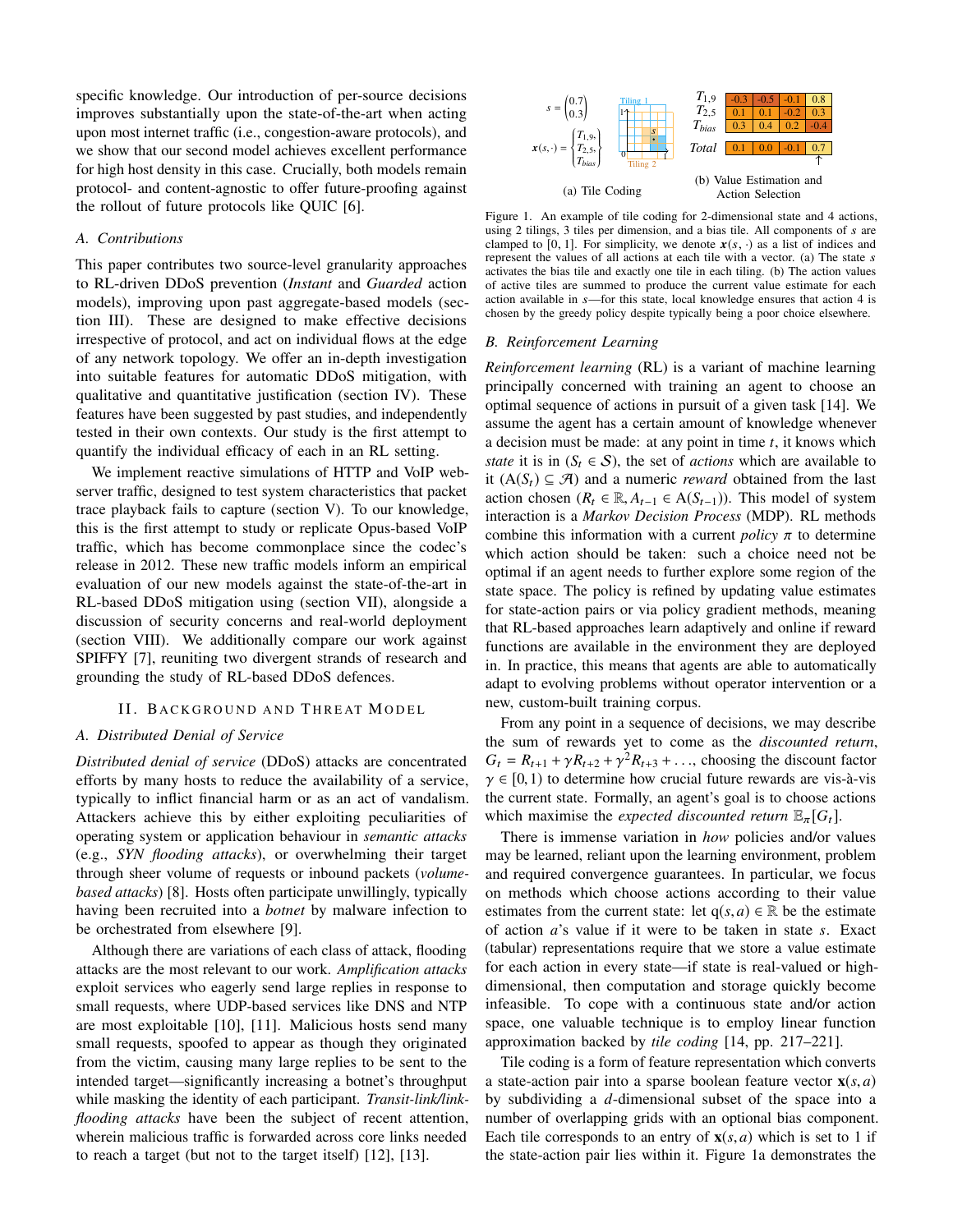specific knowledge. Our introduction of per-source decisions improves substantially upon the state-of-the-art when acting upon most internet traffic (i.e., congestion-aware protocols), and we show that our second model achieves excellent performance for high host density in this case. Crucially, both models remain protocol- and content-agnostic to offer future-proofing against the rollout of future protocols like QUIC [6].

### A. Contributions

This paper contributes two source-level granularity approaches to RL-driven DDoS prevention (*Instant* and *Guarded* action models), improving upon past aggregate-based models (section III). These are designed to make effective decisions irrespective of protocol, and act on individual flows at the edge of any network topology. We offer an in-depth investigation into suitable features for automatic DDoS mitigation, with qualitative and quantitative justification (section IV). These features have been suggested by past studies, and independently tested in their own contexts. Our study is the first attempt to quantify the individual efficacy of each in an RL setting.

We implement reactive simulations of HTTP and VoIP web-server traffic, designed to test system characteristics that packet trace playback fails to capture (section V). To our knowledge, this is the first attempt to study or replicate Opus-based VoIP traffic, which has become commonplace since the codec's release in 2012. These new traffic models inform an empirical evaluation of our new models against the state-of-the-art in RL-based DDoS mitigation using (section VII), alongside a discussion of security concerns and real-world deployment (section VIII). We additionally compare our work against SPIFFY [7], reuniting two divergent strands of research and grounding the study of RL-based DDoS defences.

## II. Background and Threat Model

### A. Distributed Denial of Service

*Distributed denial of service* (DDoS) attacks are concentrated efforts by many hosts to reduce the availability of a service, typically to inflict financial harm or as an act of vandalism. Attackers achieve this by either exploiting peculiarities of operating system or application behaviour in *semantic attacks* (e.g., *SYN flooding attacks*), or overwhelming their target through sheer volume of requests or inbound packets (*volume-based attacks*) [8]. Hosts often participate unwillingly, typically having been recruited into a *botnet* by malware infection to be orchestrated from elsewhere [9].

Although there are variations of each class of attack, flooding attacks are the most relevant to our work. *Amplification attacks* exploit services who eagerly send large replies in response to small requests, where UDP-based services like DNS and NTP are most exploitable [10], [11]. Malicious hosts send many small requests, spoofed to appear as though they originated from the victim, causing many large replies to be sent to the intended target—significantly increasing a botnet's throughput while masking the identity of each participant. *Transit-link/link-flooding attacks* have been the subject of recent attention, wherein malicious traffic is forwarded across core links needed to reach a target (but not to the target itself) [12], [13].

$s = \begin{pmatrix} 0.7 \\ 0.3 \end{pmatrix}$, $\boldsymbol{x}(s,\cdot) = \begin{Bmatrix} T_{1,9}, \\ T_{2,5}, \\ T_{bias} \end{Bmatrix}$

(a) Tile Coding

| | | | | |
|---|---|---|---|---|
| $T_{1,9}$ | -0.3 | -0.5 | -0.1 | 0.8 |
| $T_{2,5}$ | 0.1 | 0.1 | -0.2 | 0.3 |
| $T_{bias}$ | 0.3 | 0.4 | 0.2 | -0.4 |
| *Total* | 0.1 | 0.0 | -0.1 | 0.7 |

(b) Value Estimation and Action Selection

Figure 1. An example of tile coding for 2-dimensional state and 4 actions, using 2 tilings, 3 tiles per dimension, and a bias tile. All components of $s$ are clamped to $[0, 1]$. For simplicity, we denote $\boldsymbol{x}(s,\cdot)$ as a list of indices and represent the values of all actions at each tile with a vector. (a) The state $s$ activates the bias tile and exactly one tile in each tiling. (b) The action values of active tiles are summed to produce the current value estimate for each action available in $s$—for this state, local knowledge ensures that action 4 is chosen by the greedy policy despite typically being a poor choice elsewhere.

### B. Reinforcement Learning

*Reinforcement learning* (RL) is a variant of machine learning principally concerned with training an agent to choose an optimal sequence of actions in pursuit of a given task [14]. We assume the agent has a certain amount of knowledge whenever a decision must be made: at any point in time $t$, it knows which *state* it is in ($S_t \in \mathcal{S}$), the set of *actions* which are available to it ($\mathrm{A}(S_t) \subseteq \mathcal{A}$) and a numeric *reward* obtained from the last action chosen ($R_t \in \mathbb{R}, A_{t-1} \in \mathrm{A}(S_{t-1})$). This model of system interaction is a *Markov Decision Process* (MDP). RL methods combine this information with a current *policy* $\pi$ to determine which action should be taken: such a choice need not be optimal if an agent needs to further explore some region of the state space. The policy is refined by updating value estimates for state-action pairs or via policy gradient methods, meaning that RL-based approaches learn adaptively and online if reward functions are available in the environment they are deployed in. In practice, this means that agents are able to automatically adapt to evolving problems without operator intervention or a new, custom-built training corpus.

From any point in a sequence of decisions, we may describe the sum of rewards yet to come as the *discounted return*, $G_t = R_{t+1} + \gamma R_{t+2} + \gamma^2 R_{t+3} + \ldots$, choosing the discount factor $\gamma \in [0, 1)$ to determine how crucial future rewards are vis-à-vis the current state. Formally, an agent's goal is to choose actions which maximise the *expected discounted return* $\mathbb{E}_\pi[G_t]$.

There is immense variation in *how* policies and/or values may be learned, reliant upon the learning environment, problem and required convergence guarantees. In particular, we focus on methods which choose actions according to their value estimates from the current state: let $\mathrm{q}(s, a) \in \mathbb{R}$ be the estimate of action $a$'s value if it were to be taken in state $s$. Exact (tabular) representations require that we store a value estimate for each action in every state—if state is real-valued or high-dimensional, then computation and storage quickly become infeasible. To cope with a continuous state and/or action space, one valuable technique is to employ linear function approximation backed by *tile coding* [14, pp. 217–221].

Tile coding is a form of feature representation which converts a state-action pair into a sparse boolean feature vector $\mathbf{x}(s, a)$ by subdividing a $d$-dimensional subset of the space into a number of overlapping grids with an optional bias component. Each tile corresponds to an entry of $\mathbf{x}(s, a)$ which is set to 1 if the state-action pair lies within it. Figure 1a demonstrates the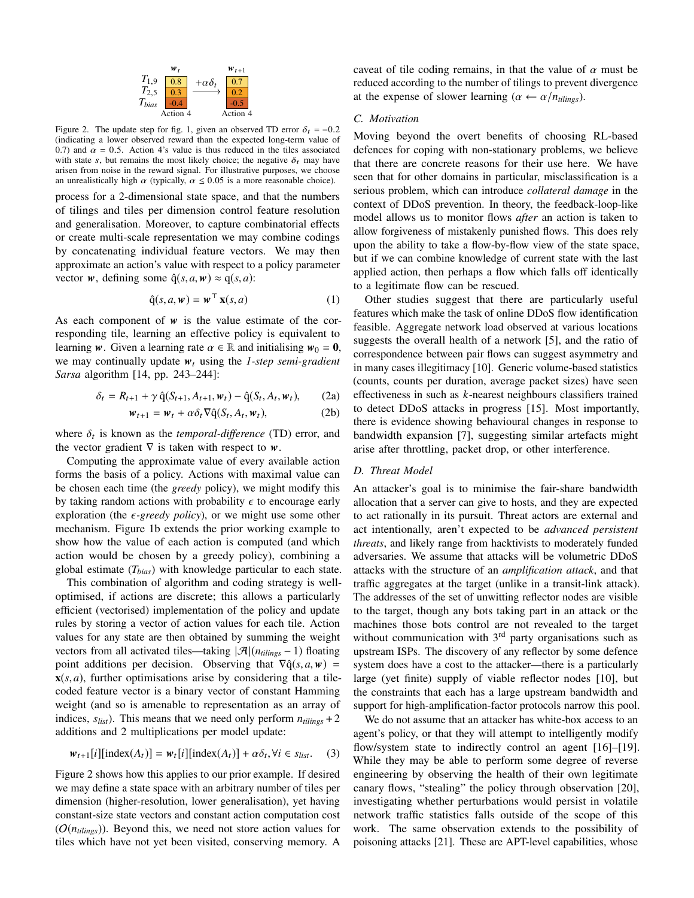| | $\boldsymbol{w}_t$ | | $\boldsymbol{w}_{t+1}$ |
|---|---|---|---|
| $T_{1,9}$ | 0.8 | $+\alpha\delta_t$ | 0.7 |
| $T_{2,5}$ | 0.3 | $\longrightarrow$ | 0.2 |
| $T_{bias}$ | -0.4 | | -0.5 |
| | Action 4 | | Action 4 |

Figure 2. The update step for fig. 1, given an observed TD error $\delta_t = -0.2$ (indicating a lower observed reward than the expected long-term value of 0.7) and $\alpha = 0.5$. Action 4's value is thus reduced in the tiles associated with state $s$, but remains the most likely choice; the negative $\delta_t$ may have arisen from noise in the reward signal. For illustrative purposes, we choose an unrealistically high $\alpha$ (typically, $\alpha \leq 0.05$ is a more reasonable choice).

process for a 2-dimensional state space, and that the numbers of tilings and tiles per dimension control feature resolution and generalisation. Moreover, to capture combinatorial effects or create multi-scale representation we may combine codings by concatenating individual feature vectors. We may then approximate an action's value with respect to a policy parameter vector $\boldsymbol{w}$, defining some $\hat{q}(s, a, \boldsymbol{w}) \approx q(s, a)$:

$$\hat{q}(s, a, \boldsymbol{w}) = \boldsymbol{w}^\top \mathbf{x}(s, a) \tag{1}$$

As each component of $\boldsymbol{w}$ is the value estimate of the corresponding tile, learning an effective policy is equivalent to learning $\boldsymbol{w}$. Given a learning rate $\alpha \in \mathbb{R}$ and initialising $\boldsymbol{w}_0 = \mathbf{0}$, we may continually update $\boldsymbol{w}_t$ using the *1-step semi-gradient Sarsa* algorithm [14, pp. 243–244]:

$$\delta_t = R_{t+1} + \gamma\, \hat{q}(S_{t+1}, A_{t+1}, \boldsymbol{w}_t) - \hat{q}(S_t, A_t, \boldsymbol{w}_t), \tag{2a}$$

$$\boldsymbol{w}_{t+1} = \boldsymbol{w}_t + \alpha\delta_t \nabla \hat{q}(S_t, A_t, \boldsymbol{w}_t), \tag{2b}$$

where $\delta_t$ is known as the *temporal-difference* (TD) error, and the vector gradient $\nabla$ is taken with respect to $\boldsymbol{w}$.

Computing the approximate value of every available action forms the basis of a policy. Actions with maximal value can be chosen each time (the *greedy* policy), we might modify this by taking random actions with probability $\epsilon$ to encourage early exploration (the *$\epsilon$-greedy policy*), or we might use some other mechanism. Figure 1b extends the prior working example to show how the value of each action is computed (and which action would be chosen by a greedy policy), combining a global estimate ($T_{bias}$) with knowledge particular to each state.

This combination of algorithm and coding strategy is well-optimised, if actions are discrete; this allows a particularly efficient (vectorised) implementation of the policy and update rules by storing a vector of action values for each tile. Action values for any state are then obtained by summing the weight vectors from all activated tiles—taking $|\mathcal{A}|(n_{tilings} - 1)$ floating point additions per decision. Observing that $\nabla\hat{q}(s, a, \boldsymbol{w}) = \mathbf{x}(s, a)$, further optimisations arise by considering that a tile-coded feature vector is a binary vector of constant Hamming weight (and so is amenable to representation as an array of indices, $s_{list}$). This means that we need only perform $n_{tilings} + 2$ additions and 2 multiplications per model update:

$$\boldsymbol{w}_{t+1}[i][\text{index}(A_t)] = \boldsymbol{w}_t[i][\text{index}(A_t)] + \alpha\delta_t, \forall i \in s_{list}. \tag{3}$$

Figure 2 shows how this applies to our prior example. If desired we may define a state space with an arbitrary number of tiles per dimension (higher-resolution, lower generalisation), yet having constant-size state vectors and constant action computation cost ($O(n_{tilings})$). Beyond this, we need not store action values for tiles which have not yet been visited, conserving memory. A caveat of tile coding remains, in that the value of $\alpha$ must be reduced according to the number of tilings to prevent divergence at the expense of slower learning ($\alpha \leftarrow \alpha / n_{tilings}$).

### C. Motivation

Moving beyond the overt benefits of choosing RL-based defences for coping with non-stationary problems, we believe that there are concrete reasons for their use here. We have seen that for other domains in particular, misclassification is a serious problem, which can introduce *collateral damage* in the context of DDoS prevention. In theory, the feedback-loop-like model allows us to monitor flows *after* an action is taken to allow forgiveness of mistakenly punished flows. This does rely upon the ability to take a flow-by-flow view of the state space, but if we can combine knowledge of current state with the last applied action, then perhaps a flow which falls off identically to a legitimate flow can be rescued.

Other studies suggest that there are particularly useful features which make the task of online DDoS flow identification feasible. Aggregate network load observed at various locations suggests the overall health of a network [5], and the ratio of correspondence between pair flows can suggest asymmetry and in many cases illegitimacy [10]. Generic volume-based statistics (counts, counts per duration, average packet sizes) have seen effectiveness in such as $k$-nearest neighbours classifiers trained to detect DDoS attacks in progress [15]. Most importantly, there is evidence showing behavioural changes in response to bandwidth expansion [7], suggesting similar artefacts might arise after throttling, packet drop, or other interference.

### D. Threat Model

An attacker's goal is to minimise the fair-share bandwidth allocation that a server can give to hosts, and they are expected to act rationally in its pursuit. Threat actors are external and act intentionally, aren't expected to be *advanced persistent threats*, and likely range from hacktivists to moderately funded adversaries. We assume that attacks will be volumetric DDoS attacks with the structure of an *amplification attack*, and that traffic aggregates at the target (unlike in a transit-link attack). The addresses of the set of unwitting reflector nodes are visible to the target, though any bots taking part in an attack or the machines those bots control are not revealed to the target without communication with 3rd party organisations such as upstream ISPs. The discovery of any reflector by some defence system does have a cost to the attacker—there is a particularly large (yet finite) supply of viable reflector nodes [10], but the constraints that each has a large upstream bandwidth and support for high-amplification-factor protocols narrow this pool.

We do not assume that an attacker has white-box access to an agent's policy, or that they will attempt to intelligently modify flow/system state to indirectly control an agent [16]–[19]. While they may be able to perform some degree of reverse engineering by observing the health of their own legitimate canary flows, "stealing" the policy through observation [20], investigating whether perturbations would persist in volatile network traffic statistics falls outside of the scope of this work. The same observation extends to the possibility of poisoning attacks [21]. These are APT-level capabilities, whose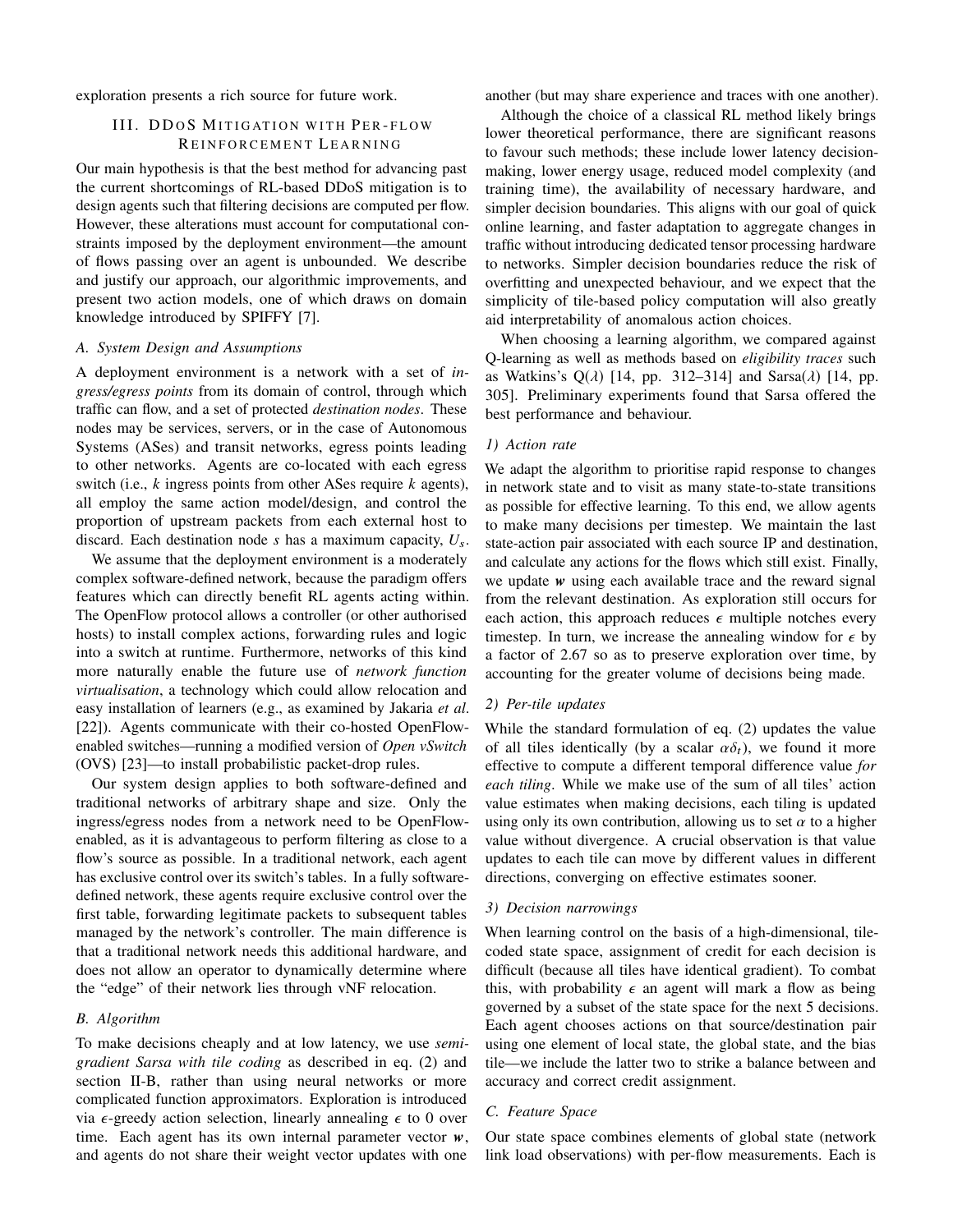exploration presents a rich source for future work.

## III. DDoS Mitigation with Per-flow Reinforcement Learning

Our main hypothesis is that the best method for advancing past the current shortcomings of RL-based DDoS mitigation is to design agents such that filtering decisions are computed per flow. However, these alterations must account for computational constraints imposed by the deployment environment—the amount of flows passing over an agent is unbounded. We describe and justify our approach, our algorithmic improvements, and present two action models, one of which draws on domain knowledge introduced by SPIFFY [7].

### A. System Design and Assumptions

A deployment environment is a network with a set of *ingress/egress points* from its domain of control, through which traffic can flow, and a set of protected *destination nodes*. These nodes may be services, servers, or in the case of Autonomous Systems (ASes) and transit networks, egress points leading to other networks. Agents are co-located with each egress switch (i.e., $k$ ingress points from other ASes require $k$ agents), all employ the same action model/design, and control the proportion of upstream packets from each external host to discard. Each destination node $s$ has a maximum capacity, $U_s$.

We assume that the deployment environment is a moderately complex software-defined network, because the paradigm offers features which can directly benefit RL agents acting within. The OpenFlow protocol allows a controller (or other authorised hosts) to install complex actions, forwarding rules and logic into a switch at runtime. Furthermore, networks of this kind more naturally enable the future use of *network function virtualisation*, a technology which could allow relocation and easy installation of learners (e.g., as examined by Jakaria *et al.* [22]). Agents communicate with their co-hosted OpenFlow-enabled switches—running a modified version of *Open vSwitch* (OVS) [23]—to install probabilistic packet-drop rules.

Our system design applies to both software-defined and traditional networks of arbitrary shape and size. Only the ingress/egress nodes from a network need to be OpenFlow-enabled, as it is advantageous to perform filtering as close to a flow's source as possible. In a traditional network, each agent has exclusive control over its switch's tables. In a fully software-defined network, these agents require exclusive control over the first table, forwarding legitimate packets to subsequent tables managed by the network's controller. The main difference is that a traditional network needs this additional hardware, and does not allow an operator to dynamically determine where the "edge" of their network lies through vNF relocation.

### B. Algorithm

To make decisions cheaply and at low latency, we use *semi-gradient Sarsa with tile coding* as described in eq. (2) and section II-B, rather than using neural networks or more complicated function approximators. Exploration is introduced via $\epsilon$-greedy action selection, linearly annealing $\epsilon$ to 0 over time. Each agent has its own internal parameter vector $\boldsymbol{w}$, and agents do not share their weight vector updates with one another (but may share experience and traces with one another).

Although the choice of a classical RL method likely brings lower theoretical performance, there are significant reasons to favour such methods; these include lower latency decision-making, lower energy usage, reduced model complexity (and training time), the availability of necessary hardware, and simpler decision boundaries. This aligns with our goal of quick online learning, and faster adaptation to aggregate changes in traffic without introducing dedicated tensor processing hardware to networks. Simpler decision boundaries reduce the risk of overfitting and unexpected behaviour, and we expect that the simplicity of tile-based policy computation will also greatly aid interpretability of anomalous action choices.

When choosing a learning algorithm, we compared against Q-learning as well as methods based on *eligibility traces* such as Watkins's Q($\lambda$) [14, pp. 312–314] and Sarsa($\lambda$) [14, pp. 305]. Preliminary experiments found that Sarsa offered the best performance and behaviour.

#### 1) Action rate

We adapt the algorithm to prioritise rapid response to changes in network state and to visit as many state-to-state transitions as possible for effective learning. To this end, we allow agents to make many decisions per timestep. We maintain the last state-action pair associated with each source IP and destination, and calculate any actions for the flows which still exist. Finally, we update $\boldsymbol{w}$ using each available trace and the reward signal from the relevant destination. As exploration still occurs for each action, this approach reduces $\epsilon$ multiple notches every timestep. In turn, we increase the annealing window for $\epsilon$ by a factor of 2.67 so as to preserve exploration over time, by accounting for the greater volume of decisions being made.

#### 2) Per-tile updates

While the standard formulation of eq. (2) updates the value of all tiles identically (by a scalar $\alpha\delta_t$), we found it more effective to compute a different temporal difference value *for each tiling*. While we make use of the sum of all tiles' action value estimates when making decisions, each tiling is updated using only its own contribution, allowing us to set $\alpha$ to a higher value without divergence. A crucial observation is that value updates to each tile can move by different values in different directions, converging on effective estimates sooner.

#### 3) Decision narrowings

When learning control on the basis of a high-dimensional, tile-coded state space, assignment of credit for each decision is difficult (because all tiles have identical gradient). To combat this, with probability $\epsilon$ an agent will mark a flow as being governed by a subset of the state space for the next 5 decisions. Each agent chooses actions on that source/destination pair using one element of local state, the global state, and the bias tile—we include the latter two to strike a balance between and accuracy and correct credit assignment.

### C. Feature Space

Our state space combines elements of global state (network link load observations) with per-flow measurements. Each is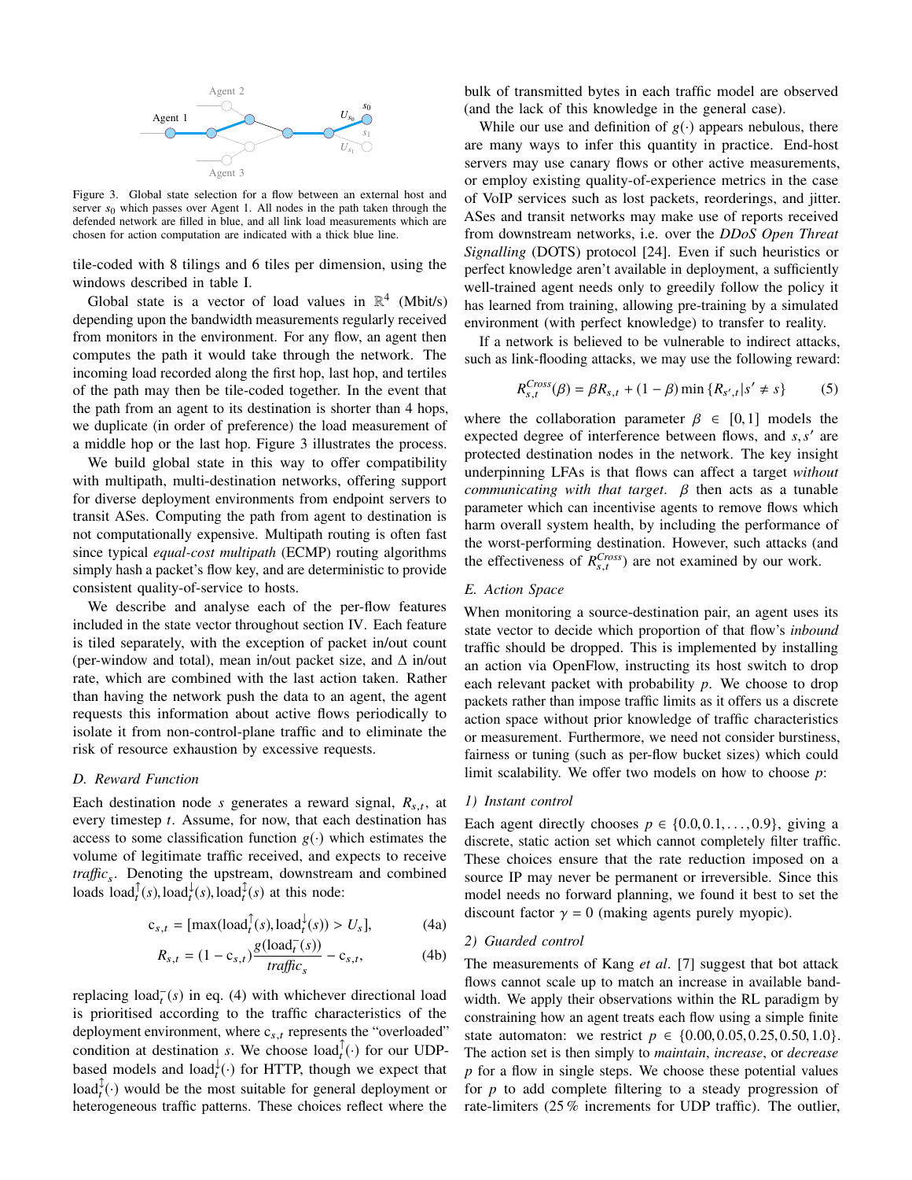Figure 3. Global state selection for a flow between an external host and server $s_0$ which passes over Agent 1. All nodes in the path taken through the defended network are filled in blue, and all link load measurements which are chosen for action computation are indicated with a thick blue line.

tile-coded with 8 tilings and 6 tiles per dimension, using the windows described in table I.

Global state is a vector of load values in $\mathbb{R}^4$ (Mbit/s) depending upon the bandwidth measurements regularly received from monitors in the environment. For any flow, an agent then computes the path it would take through the network. The incoming load recorded along the first hop, last hop, and tertiles of the path may then be tile-coded together. In the event that the path from an agent to its destination is shorter than 4 hops, we duplicate (in order of preference) the load measurement of a middle hop or the last hop. Figure 3 illustrates the process.

We build global state in this way to offer compatibility with multipath, multi-destination networks, offering support for diverse deployment environments from endpoint servers to transit ASes. Computing the path from agent to destination is not computationally expensive. Multipath routing is often fast since typical *equal-cost multipath* (ECMP) routing algorithms simply hash a packet's flow key, and are deterministic to provide consistent quality-of-service to hosts.

We describe and analyse each of the per-flow features included in the state vector throughout section IV. Each feature is tiled separately, with the exception of packet in/out count (per-window and total), mean in/out packet size, and Δ in/out rate, which are combined with the last action taken. Rather than having the network push the data to an agent, the agent requests this information about active flows periodically to isolate it from non-control-plane traffic and to eliminate the risk of resource exhaustion by excessive requests.

### D. Reward Function

Each destination node $s$ generates a reward signal, $R_{s,t}$, at every timestep $t$. Assume, for now, that each destination has access to some classification function $g(\cdot)$ which estimates the volume of legitimate traffic received, and expects to receive $traffic_s$. Denoting the upstream, downstream and combined loads $\text{load}_t^{\uparrow}(s), \text{load}_t^{\downarrow}(s), \text{load}_t^{\updownarrow}(s)$ at this node:

$$c_{s,t} = [\max(\text{load}_t^{\uparrow}(s), \text{load}_t^{\downarrow}(s)) > U_s], \tag{4a}$$

$$R_{s,t} = (1 - c_{s,t}) \frac{g(\text{load}_t^{-}(s))}{traffic_s} - c_{s,t}, \tag{4b}$$

replacing $\text{load}_t^{-}(s)$ in eq. (4) with whichever directional load is prioritised according to the traffic characteristics of the deployment environment, where $c_{s,t}$ represents the "overloaded" condition at destination $s$. We choose $\text{load}_t^{\uparrow}(\cdot)$ for our UDP-based models and $\text{load}_t^{\downarrow}(\cdot)$ for HTTP, though we expect that $\text{load}_t^{\updownarrow}(\cdot)$ would be the most suitable for general deployment or heterogeneous traffic patterns. These choices reflect where the bulk of transmitted bytes in each traffic model are observed (and the lack of this knowledge in the general case).

While our use and definition of $g(\cdot)$ appears nebulous, there are many ways to infer this quantity in practice. End-host servers may use canary flows or other active measurements, or employ existing quality-of-experience metrics in the case of VoIP services such as lost packets, reorderings, and jitter. ASes and transit networks may make use of reports received from downstream networks, i.e. over the *DDoS Open Threat Signalling* (DOTS) protocol [24]. Even if such heuristics or perfect knowledge aren't available in deployment, a sufficiently well-trained agent needs only to greedily follow the policy it has learned from training, allowing pre-training by a simulated environment (with perfect knowledge) to transfer to reality.

If a network is believed to be vulnerable to indirect attacks, such as link-flooding attacks, we may use the following reward:

$$R_{s,t}^{Cross}(\beta) = \beta R_{s,t} + (1 - \beta) \min \{R_{s',t} | s' \neq s\} \tag{5}$$

where the collaboration parameter $\beta \in [0, 1]$ models the expected degree of interference between flows, and $s, s'$ are protected destination nodes in the network. The key insight underpinning LFAs is that flows can affect a target *without communicating with that target*. $\beta$ then acts as a tunable parameter which can incentivise agents to remove flows which harm overall system health, by including the performance of the worst-performing destination. However, such attacks (and the effectiveness of $R_{s,t}^{Cross}$) are not examined by our work.

### E. Action Space

When monitoring a source-destination pair, an agent uses its state vector to decide which proportion of that flow's *inbound* traffic should be dropped. This is implemented by installing an action via OpenFlow, instructing its host switch to drop each relevant packet with probability $p$. We choose to drop packets rather than impose traffic limits as it offers us a discrete action space without prior knowledge of traffic characteristics or measurement. Furthermore, we need not consider burstiness, fairness or tuning (such as per-flow bucket sizes) which could limit scalability. We offer two models on how to choose $p$:

#### 1) Instant control

Each agent directly chooses $p \in \{0.0, 0.1, \ldots, 0.9\}$, giving a discrete, static action set which cannot completely filter traffic. These choices ensure that the rate reduction imposed on a source IP may never be permanent or irreversible. Since this model needs no forward planning, we found it best to set the discount factor $\gamma = 0$ (making agents purely myopic).

#### 2) Guarded control

The measurements of Kang *et al*. [7] suggest that bot attack flows cannot scale up to match an increase in available bandwidth. We apply their observations within the RL paradigm by constraining how an agent treats each flow using a simple finite state automaton: we restrict $p \in \{0.00, 0.05, 0.25, 0.50, 1.0\}$. The action set is then simply to *maintain*, *increase*, or *decrease* $p$ for a flow in single steps. We choose these potential values for $p$ to add complete filtering to a steady progression of rate-limiters (25 % increments for UDP traffic). The outlier,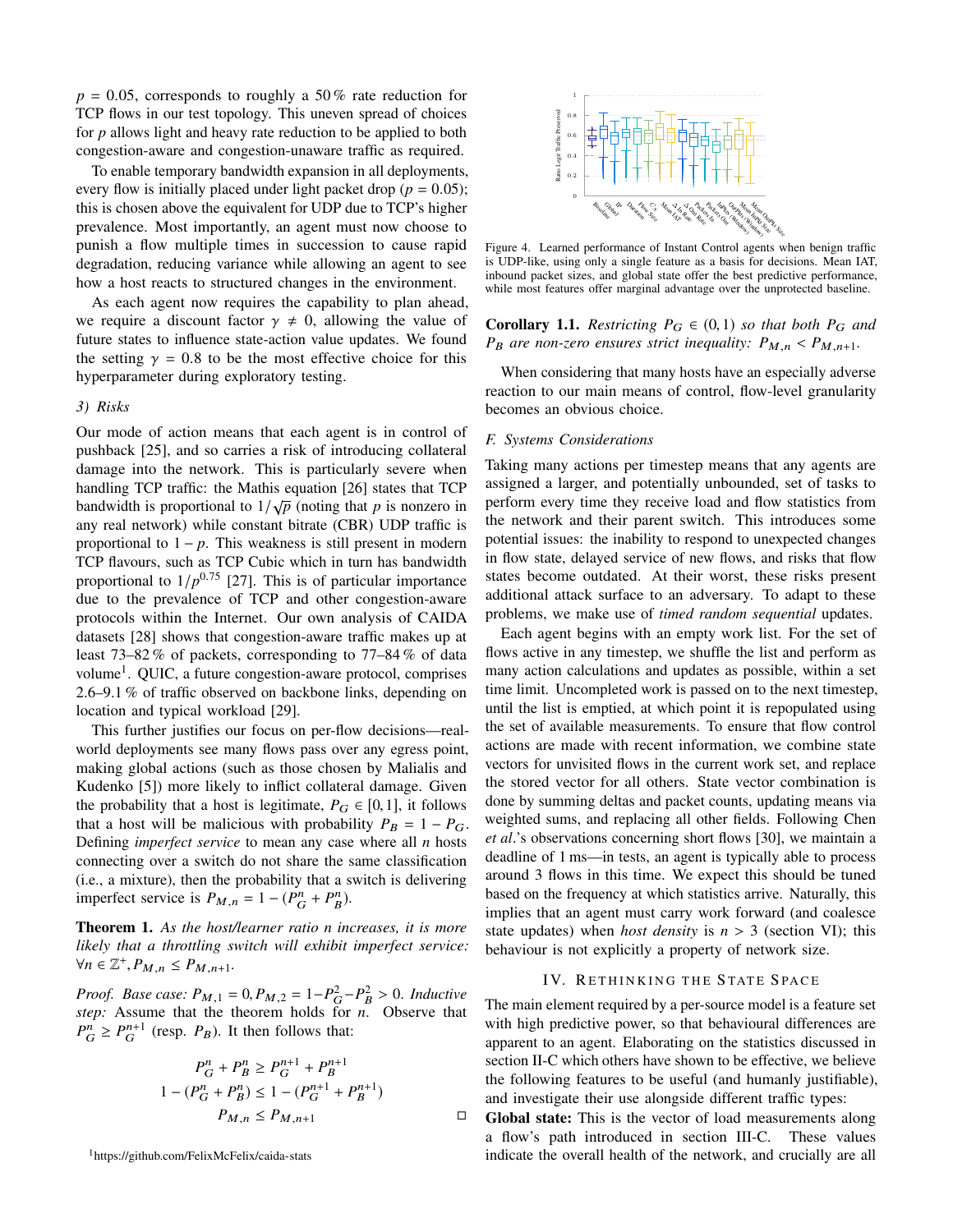$p = 0.05$, corresponds to roughly a 50 % rate reduction for TCP flows in our test topology. This uneven spread of choices for $p$ allows light and heavy rate reduction to be applied to both congestion-aware and congestion-unaware traffic as required.

To enable temporary bandwidth expansion in all deployments, every flow is initially placed under light packet drop ($p = 0.05$); this is chosen above the equivalent for UDP due to TCP's higher prevalence. Most importantly, an agent must now choose to punish a flow multiple times in succession to cause rapid degradation, reducing variance while allowing an agent to see how a host reacts to structured changes in the environment.

As each agent now requires the capability to plan ahead, we require a discount factor $\gamma \neq 0$, allowing the value of future states to influence state-action value updates. We found the setting $\gamma = 0.8$ to be the most effective choice for this hyperparameter during exploratory testing.

*3) Risks*

Our mode of action means that each agent is in control of pushback [25], and so carries a risk of introducing collateral damage into the network. This is particularly severe when handling TCP traffic: the Mathis equation [26] states that TCP bandwidth is proportional to $1/\sqrt{p}$ (noting that $p$ is nonzero in any real network) while constant bitrate (CBR) UDP traffic is proportional to $1 - p$. This weakness is still present in modern TCP flavours, such as TCP Cubic which in turn has bandwidth proportional to $1/p^{0.75}$ [27]. This is of particular importance due to the prevalence of TCP and other congestion-aware protocols within the Internet. Our own analysis of CAIDA datasets [28] shows that congestion-aware traffic makes up at least 73–82 % of packets, corresponding to 77–84 % of data volume[1]. QUIC, a future congestion-aware protocol, comprises 2.6–9.1 % of traffic observed on backbone links, depending on location and typical workload [29].

This further justifies our focus on per-flow decisions—real-world deployments see many flows pass over any egress point, making global actions (such as those chosen by Malialis and Kudenko [5]) more likely to inflict collateral damage. Given the probability that a host is legitimate, $P_G \in [0, 1]$, it follows that a host will be malicious with probability $P_B = 1 - P_G$. Defining *imperfect service* to mean any case where all $n$ hosts connecting over a switch do not share the same classification (i.e., a mixture), then the probability that a switch is delivering imperfect service is $P_{M,n} = 1 - (P_G^n + P_B^n)$.

**Theorem 1.** *As the host/learner ratio $n$ increases, it is more likely that a throttling switch will exhibit imperfect service: $\forall n \in \mathbb{Z}^+, P_{M,n} \leq P_{M,n+1}$.*

*Proof.* *Base case:* $P_{M,1} = 0, P_{M,2} = 1 - P_G^2 - P_B^2 > 0$. *Inductive step:* Assume that the theorem holds for $n$. Observe that $P_G^n \geq P_G^{n+1}$ (resp. $P_B$). It then follows that:

$$
\begin{aligned}
P_G^n + P_B^n &\geq P_G^{n+1} + P_B^{n+1} \\
1 - (P_G^n + P_B^n) &\leq 1 - (P_G^{n+1} + P_B^{n+1}) \\
P_{M,n} &\leq P_{M,n+1}
\end{aligned}
$$

□

[1] https://github.com/FelixMcFelix/caida-stats

Figure 4. Learned performance of Instant Control agents when benign traffic is UDP-like, using only a single feature as a basis for decisions. Mean IAT, inbound packet sizes, and global state offer the best predictive performance, while most features offer marginal advantage over the unprotected baseline.

**Corollary 1.1.** *Restricting $P_G \in (0, 1)$ so that both $P_G$ and $P_B$ are non-zero ensures strict inequality: $P_{M,n} < P_{M,n+1}$.*

When considering that many hosts have an especially adverse reaction to our main means of control, flow-level granularity becomes an obvious choice.

### F. Systems Considerations

Taking many actions per timestep means that any agents are assigned a larger, and potentially unbounded, set of tasks to perform every time they receive load and flow statistics from the network and their parent switch. This introduces some potential issues: the inability to respond to unexpected changes in flow state, delayed service of new flows, and risks that flow states become outdated. At their worst, these risks present additional attack surface to an adversary. To adapt to these problems, we make use of *timed random sequential* updates.

Each agent begins with an empty work list. For the set of flows active in any timestep, we shuffle the list and perform as many action calculations and updates as possible, within a set time limit. Uncompleted work is passed on to the next timestep, until the list is emptied, at which point it is repopulated using the set of available measurements. To ensure that flow control actions are made with recent information, we combine state vectors for unvisited flows in the current work set, and replace the stored vector for all others. State vector combination is done by summing deltas and packet counts, updating means via weighted sums, and replacing all other fields. Following Chen *et al.*'s observations concerning short flows [30], we maintain a deadline of 1 ms—in tests, an agent is typically able to process around 3 flows in this time. We expect this should be tuned based on the frequency at which statistics arrive. Naturally, this implies that an agent must carry work forward (and coalesce state updates) when *host density* is $n > 3$ (section VI); this behaviour is not explicitly a property of network size.

## IV. Rethinking the State Space

The main element required by a per-source model is a feature set with high predictive power, so that behavioural differences are apparent to an agent. Elaborating on the statistics discussed in section II-C which others have shown to be effective, we believe the following features to be useful (and humanly justifiable), and investigate their use alongside different traffic types:

**Global state:** This is the vector of load measurements along a flow's path introduced in section III-C. These values indicate the overall health of the network, and crucially are all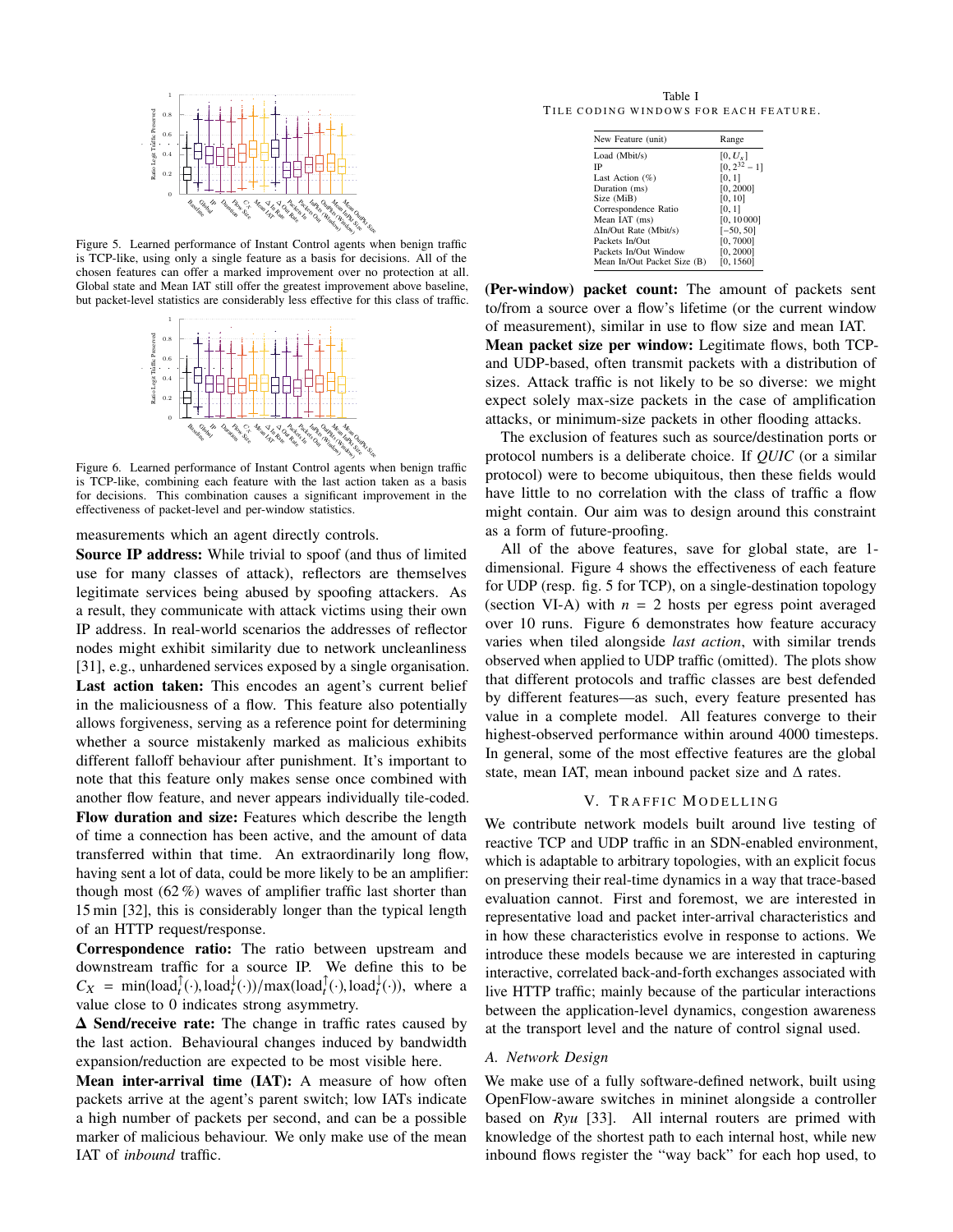Figure 5. Learned performance of Instant Control agents when benign traffic is TCP-like, using only a single feature as a basis for decisions. All of the chosen features can offer a marked improvement over no protection at all. Global state and Mean IAT still offer the greatest improvement above baseline, but packet-level statistics are considerably less effective for this class of traffic.

Figure 6. Learned performance of Instant Control agents when benign traffic is TCP-like, combining each feature with the last action taken as a basis for decisions. This combination causes a significant improvement in the effectiveness of packet-level and per-window statistics.

measurements which an agent directly controls.

**Source IP address:** While trivial to spoof (and thus of limited use for many classes of attack), reflectors are themselves legitimate services being abused by spoofing attackers. As a result, they communicate with attack victims using their own IP address. In real-world scenarios the addresses of reflector nodes might exhibit similarity due to network uncleanliness [31], e.g., unhardened services exposed by a single organisation.

**Last action taken:** This encodes an agent's current belief in the maliciousness of a flow. This feature also potentially allows forgiveness, serving as a reference point for determining whether a source mistakenly marked as malicious exhibits different falloff behaviour after punishment. It's important to note that this feature only makes sense once combined with another flow feature, and never appears individually tile-coded.

**Flow duration and size:** Features which describe the length of time a connection has been active, and the amount of data transferred within that time. An extraordinarily long flow, having sent a lot of data, could be more likely to be an amplifier: though most (62 %) waves of amplifier traffic last shorter than 15 min [32], this is considerably longer than the typical length of an HTTP request/response.

**Correspondence ratio:** The ratio between upstream and downstream traffic for a source IP. We define this to be $C_X = \min(\text{load}_t^{\uparrow}(\cdot), \text{load}_t^{\downarrow}(\cdot)) / \max(\text{load}_t^{\uparrow}(\cdot), \text{load}_t^{\downarrow}(\cdot))$, where a value close to 0 indicates strong asymmetry.

**Δ Send/receive rate:** The change in traffic rates caused by the last action. Behavioural changes induced by bandwidth expansion/reduction are expected to be most visible here.

**Mean inter-arrival time (IAT):** A measure of how often packets arrive at the agent's parent switch; low IATs indicate a high number of packets per second, and can be a possible marker of malicious behaviour. We only make use of the mean IAT of *inbound* traffic.

Table I
TILE CODING WINDOWS FOR EACH FEATURE.

| New Feature (unit) | Range |
|---|---|
| Load (Mbit/s) | $[0, U_s]$ |
| IP | $[0, 2^{32} - 1]$ |
| Last Action (%) | $[0, 1]$ |
| Duration (ms) | $[0, 2000]$ |
| Size (MiB) | $[0, 10]$ |
| Correspondence Ratio | $[0, 1]$ |
| Mean IAT (ms) | $[0, 10\,000]$ |
| ΔIn/Out Rate (Mbit/s) | $[-50, 50]$ |
| Packets In/Out | $[0, 7000]$ |
| Packets In/Out Window | $[0, 2000]$ |
| Mean In/Out Packet Size (B) | $[0, 1560]$ |

**(Per-window) packet count:** The amount of packets sent to/from a source over a flow's lifetime (or the current window of measurement), similar in use to flow size and mean IAT.

**Mean packet size per window:** Legitimate flows, both TCP- and UDP-based, often transmit packets with a distribution of sizes. Attack traffic is not likely to be so diverse: we might expect solely max-size packets in the case of amplification attacks, or minimum-size packets in other flooding attacks.

The exclusion of features such as source/destination ports or protocol numbers is a deliberate choice. If *QUIC* (or a similar protocol) were to become ubiquitous, then these fields would have little to no correlation with the class of traffic a flow might contain. Our aim was to design around this constraint as a form of future-proofing.

All of the above features, save for global state, are 1-dimensional. Figure 4 shows the effectiveness of each feature for UDP (resp. fig. 5 for TCP), on a single-destination topology (section VI-A) with $n = 2$ hosts per egress point averaged over 10 runs. Figure 6 demonstrates how feature accuracy varies when tiled alongside *last action*, with similar trends observed when applied to UDP traffic (omitted). The plots show that different protocols and traffic classes are best defended by different features—as such, every feature presented has value in a complete model. All features converge to their highest-observed performance within around 4000 timesteps. In general, some of the most effective features are the global state, mean IAT, mean inbound packet size and Δ rates.

## V. Traffic Modelling

We contribute network models built around live testing of reactive TCP and UDP traffic in an SDN-enabled environment, which is adaptable to arbitrary topologies, with an explicit focus on preserving their real-time dynamics in a way that trace-based evaluation cannot. First and foremost, we are interested in representative load and packet inter-arrival characteristics and in how these characteristics evolve in response to actions. We introduce these models because we are interested in capturing interactive, correlated back-and-forth exchanges associated with live HTTP traffic; mainly because of the particular interactions between the application-level dynamics, congestion awareness at the transport level and the nature of control signal used.

### A. Network Design

We make use of a fully software-defined network, built using OpenFlow-aware switches in mininet alongside a controller based on *Ryu* [33]. All internal routers are primed with knowledge of the shortest path to each internal host, while new inbound flows register the "way back" for each hop used, to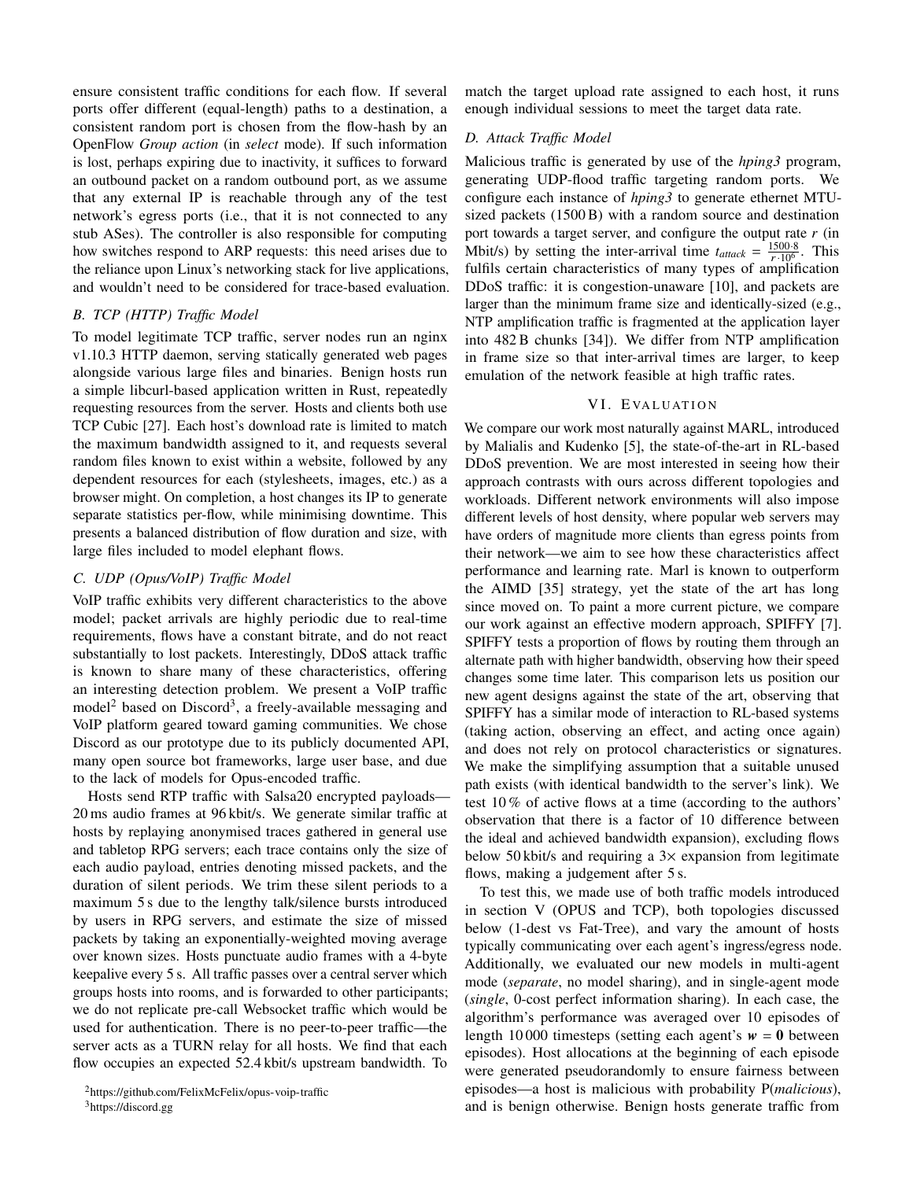ensure consistent traffic conditions for each flow. If several ports offer different (equal-length) paths to a destination, a consistent random port is chosen from the flow-hash by an OpenFlow *Group action* (in *select* mode). If such information is lost, perhaps expiring due to inactivity, it suffices to forward an outbound packet on a random outbound port, as we assume that any external IP is reachable through any of the test network's egress ports (i.e., that it is not connected to any stub ASes). The controller is also responsible for computing how switches respond to ARP requests: this need arises due to the reliance upon Linux's networking stack for live applications, and wouldn't need to be considered for trace-based evaluation.

### B. TCP (HTTP) Traffic Model

To model legitimate TCP traffic, server nodes run an nginx v1.10.3 HTTP daemon, serving statically generated web pages alongside various large files and binaries. Benign hosts run a simple libcurl-based application written in Rust, repeatedly requesting resources from the server. Hosts and clients both use TCP Cubic [27]. Each host's download rate is limited to match the maximum bandwidth assigned to it, and requests several random files known to exist within a website, followed by any dependent resources for each (stylesheets, images, etc.) as a browser might. On completion, a host changes its IP to generate separate statistics per-flow, while minimising downtime. This presents a balanced distribution of flow duration and size, with large files included to model elephant flows.

### C. UDP (Opus/VoIP) Traffic Model

VoIP traffic exhibits very different characteristics to the above model; packet arrivals are highly periodic due to real-time requirements, flows have a constant bitrate, and do not react substantially to lost packets. Interestingly, DDoS attack traffic is known to share many of these characteristics, offering an interesting detection problem. We present a VoIP traffic model[2] based on Discord[3], a freely-available messaging and VoIP platform geared toward gaming communities. We chose Discord as our prototype due to its publicly documented API, many open source bot frameworks, large user base, and due to the lack of models for Opus-encoded traffic.

Hosts send RTP traffic with Salsa20 encrypted payloads—20 ms audio frames at 96 kbit/s. We generate similar traffic at hosts by replaying anonymised traces gathered in general use and tabletop RPG servers; each trace contains only the size of each audio payload, entries denoting missed packets, and the duration of silent periods. We trim these silent periods to a maximum 5 s due to the lengthy talk/silence bursts introduced by users in RPG servers, and estimate the size of missed packets by taking an exponentially-weighted moving average over known sizes. Hosts punctuate audio frames with a 4-byte keepalive every 5 s. All traffic passes over a central server which groups hosts into rooms, and is forwarded to other participants; we do not replicate pre-call Websocket traffic which would be used for authentication. There is no peer-to-peer traffic—the server acts as a TURN relay for all hosts. We find that each flow occupies an expected 52.4 kbit/s upstream bandwidth. To match the target upload rate assigned to each host, it runs enough individual sessions to meet the target data rate.

[2] https://github.com/FelixMcFelix/opus-voip-traffic

[3] https://discord.gg

### D. Attack Traffic Model

Malicious traffic is generated by use of the *hping3* program, generating UDP-flood traffic targeting random ports. We configure each instance of *hping3* to generate ethernet MTU-sized packets (1500 B) with a random source and destination port towards a target server, and configure the output rate $r$ (in Mbit/s) by setting the inter-arrival time $t_{attack} = \frac{1500 \cdot 8}{r \cdot 10^6}$. This fulfils certain characteristics of many types of amplification DDoS traffic: it is congestion-unaware [10], and packets are larger than the minimum frame size and identically-sized (e.g., NTP amplification traffic is fragmented at the application layer into 482 B chunks [34]). We differ from NTP amplification in frame size so that inter-arrival times are larger, to keep emulation of the network feasible at high traffic rates.

## VI. Evaluation

We compare our work most naturally against MARL, introduced by Malialis and Kudenko [5], the state-of-the-art in RL-based DDoS prevention. We are most interested in seeing how their approach contrasts with ours across different topologies and workloads. Different network environments will also impose different levels of host density, where popular web servers may have orders of magnitude more clients than egress points from their network—we aim to see how these characteristics affect performance and learning rate. Marl is known to outperform the AIMD [35] strategy, yet the state of the art has long since moved on. To paint a more current picture, we compare our work against an effective modern approach, SPIFFY [7]. SPIFFY tests a proportion of flows by routing them through an alternate path with higher bandwidth, observing how their speed changes some time later. This comparison lets us position our new agent designs against the state of the art, observing that SPIFFY has a similar mode of interaction to RL-based systems (taking action, observing an effect, and acting once again) and does not rely on protocol characteristics or signatures. We make the simplifying assumption that a suitable unused path exists (with identical bandwidth to the server's link). We test 10 % of active flows at a time (according to the authors' observation that there is a factor of 10 difference between the ideal and achieved bandwidth expansion), excluding flows below 50 kbit/s and requiring a 3× expansion from legitimate flows, making a judgement after 5 s.

To test this, we made use of both traffic models introduced in section V (OPUS and TCP), both topologies discussed below (1-dest vs Fat-Tree), and vary the amount of hosts typically communicating over each agent's ingress/egress node. Additionally, we evaluated our new models in multi-agent mode (*separate*, no model sharing), and in single-agent mode (*single*, 0-cost perfect information sharing). In each case, the algorithm's performance was averaged over 10 episodes of length 10 000 timesteps (setting each agent's $\boldsymbol{w} = \boldsymbol{0}$ between episodes). Host allocations at the beginning of each episode were generated pseudorandomly to ensure fairness between episodes—a host is malicious with probability P(*malicious*), and is benign otherwise. Benign hosts generate traffic from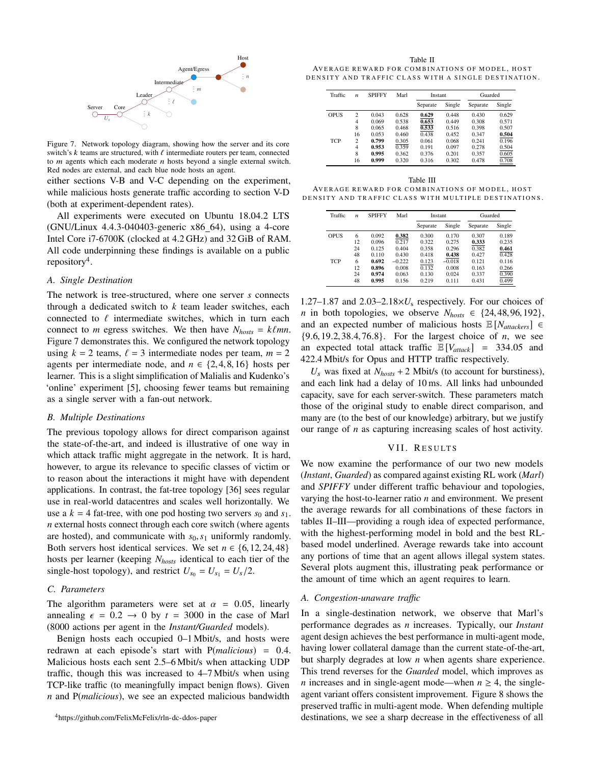Figure 7. Network topology diagram, showing how the server and its core switch's $k$ teams are structured, with $\ell$ intermediate routers per team, connected to $m$ agents which each moderate $n$ hosts beyond a single external switch. Red nodes are external, and each blue node hosts an agent.

either sections V-B and V-C depending on the experiment, while malicious hosts generate traffic according to section V-D (both at experiment-dependent rates).

All experiments were executed on Ubuntu 18.04.2 LTS (GNU/Linux 4.4.3-040403-generic x86_64), using a 4-core Intel Core i7-6700K (clocked at 4.2 GHz) and 32 GiB of RAM. All code underpinning these findings is available on a public repository[4].

### A. Single Destination

The network is tree-structured, where one server $s$ connects through a dedicated switch to $k$ team leader switches, each connected to $\ell$ intermediate switches, which in turn each connect to $m$ egress switches. We then have $N_{hosts} = k\ell mn$. Figure 7 demonstrates this. We configured the network topology using $k = 2$ teams, $\ell = 3$ intermediate nodes per team, $m = 2$ agents per intermediate node, and $n \in \{2, 4, 8, 16\}$ hosts per learner. This is a slight simplification of Malialis and Kudenko's 'online' experiment [5], choosing fewer teams but remaining as a single server with a fan-out network.

### B. Multiple Destinations

The previous topology allows for direct comparison against the state-of-the-art, and indeed is illustrative of one way in which attack traffic might aggregate in the network. It is hard, however, to argue its relevance to specific classes of victim or to reason about the interactions it might have with dependent applications. In contrast, the fat-tree topology [36] sees regular use in real-world datacentres and scales well horizontally. We use a $k = 4$ fat-tree, with one pod hosting two servers $s_0$ and $s_1$. $n$ external hosts connect through each core switch (where agents are hosted), and communicate with $s_0, s_1$ uniformly randomly. Both servers host identical services. We set $n \in \{6, 12, 24, 48\}$ hosts per learner (keeping $N_{hosts}$ identical to each tier of the single-host topology), and restrict $U_{s_0} = U_{s_1} = U_s/2$.

### C. Parameters

The algorithm parameters were set at $\alpha = 0.05$, linearly annealing $\epsilon = 0.2 \to 0$ by $t = 3000$ in the case of Marl (8000 actions per agent in the *Instant/Guarded* models).

Benign hosts each occupied 0–1 Mbit/s, and hosts were redrawn at each episode's start with P(*malicious*) = 0.4. Malicious hosts each sent 2.5–6 Mbit/s when attacking UDP traffic, though this was increased to 4–7 Mbit/s when using TCP-like traffic (to meaningfully impact benign flows). Given $n$ and P(*malicious*), we see an expected malicious bandwidth 1.27–1.87 and 2.03–2.18$\times U_s$ respectively. For our choices of $n$ in both topologies, we observe $N_{hosts} \in \{24, 48, 96, 192\}$, and an expected number of malicious hosts $\mathbb{E}[N_{attackers}] \in \{9.6, 19.2, 38.4, 76.8\}$. For the largest choice of $n$, we see an expected total attack traffic $\mathbb{E}[V_{attack}] = 334.05$ and 422.4 Mbit/s for Opus and HTTP traffic respectively.

$U_s$ was fixed at $N_{hosts} + 2$ Mbit/s (to account for burstiness), and each link had a delay of 10 ms. All links had unbounded capacity, save for each server-switch. These parameters match those of the original study to enable direct comparison, and many are (to the best of our knowledge) arbitrary, but we justify our range of $n$ as capturing increasing scales of host activity.

[4]https://github.com/FelixMcFelix/rln-dc-ddos-paper

Table II
AVERAGE REWARD FOR COMBINATIONS OF MODEL, HOST DENSITY AND TRAFFIC CLASS WITH A SINGLE DESTINATION.

| Traffic | $n$ | SPIFFY | Marl | Instant | | Guarded | |
|---|---|---|---|---|---|---|---|
| | | | | Separate | Single | Separate | Single |
| OPUS | 2 | 0.043 | 0.628 | **0.629** | 0.448 | 0.430 | 0.629 |
| | 4 | 0.069 | 0.538 | **0.653** | 0.449 | 0.308 | 0.571 |
| | 8 | 0.065 | 0.468 | **0.533** | 0.516 | 0.398 | 0.507 |
| | 16 | 0.053 | 0.460 | 0.438 | 0.452 | 0.347 | **0.504** |
| TCP | 2 | **0.799** | 0.305 | 0.061 | 0.068 | 0.241 | 0.196 |
| | 4 | **0.953** | 0.359 | 0.191 | 0.097 | 0.278 | 0.504 |
| | 8 | **0.995** | 0.362 | 0.376 | 0.201 | 0.357 | 0.605 |
| | 16 | **0.999** | 0.320 | 0.316 | 0.302 | 0.478 | 0.708 |

Table III
AVERAGE REWARD FOR COMBINATIONS OF MODEL, HOST DENSITY AND TRAFFIC CLASS WITH MULTIPLE DESTINATIONS.

| Traffic | $n$ | SPIFFY | Marl | Instant | | Guarded | |
|---|---|---|---|---|---|---|---|
| | | | | Separate | Single | Separate | Single |
| OPUS | 6 | 0.092 | **0.382** | 0.300 | 0.170 | 0.307 | 0.189 |
| | 12 | 0.096 | 0.217 | 0.322 | 0.275 | **0.333** | 0.235 |
| | 24 | 0.125 | 0.404 | 0.358 | 0.296 | 0.382 | **0.461** |
| | 48 | 0.110 | 0.430 | 0.418 | **0.438** | 0.427 | 0.428 |
| TCP | 6 | **0.692** | −0.222 | 0.123 | −0.018 | 0.121 | 0.116 |
| | 12 | **0.896** | 0.008 | 0.132 | 0.008 | 0.163 | 0.266 |
| | 24 | **0.974** | 0.063 | 0.130 | 0.024 | 0.337 | 0.390 |
| | 48 | **0.995** | 0.156 | 0.219 | 0.111 | 0.431 | 0.499 |

## VII. RESULTS

We now examine the performance of our two new models (*Instant*, *Guarded*) as compared against existing RL work (*Marl*) and *SPIFFY* under different traffic behaviour and topologies, varying the host-to-learner ratio $n$ and environment. We present the average rewards for all combinations of these factors in tables II–III—providing a rough idea of expected performance, with the highest-performing model in bold and the best RL-based model underlined. Average rewards take into account any portions of time that an agent allows illegal system states. Several plots augment this, illustrating peak performance or the amount of time which an agent requires to learn.

### A. Congestion-unaware traffic

In a single-destination network, we observe that Marl's performance degrades as $n$ increases. Typically, our *Instant* agent design achieves the best performance in multi-agent mode, having lower collateral damage than the current state-of-the-art, but sharply degrades at low $n$ when agents share experience. This trend reverses for the *Guarded* model, which improves as $n$ increases and in single-agent mode—when $n \geq 4$, the single-agent variant offers consistent improvement. Figure 8 shows the preserved traffic in multi-agent mode. When defending multiple destinations, we see a sharp decrease in the effectiveness of all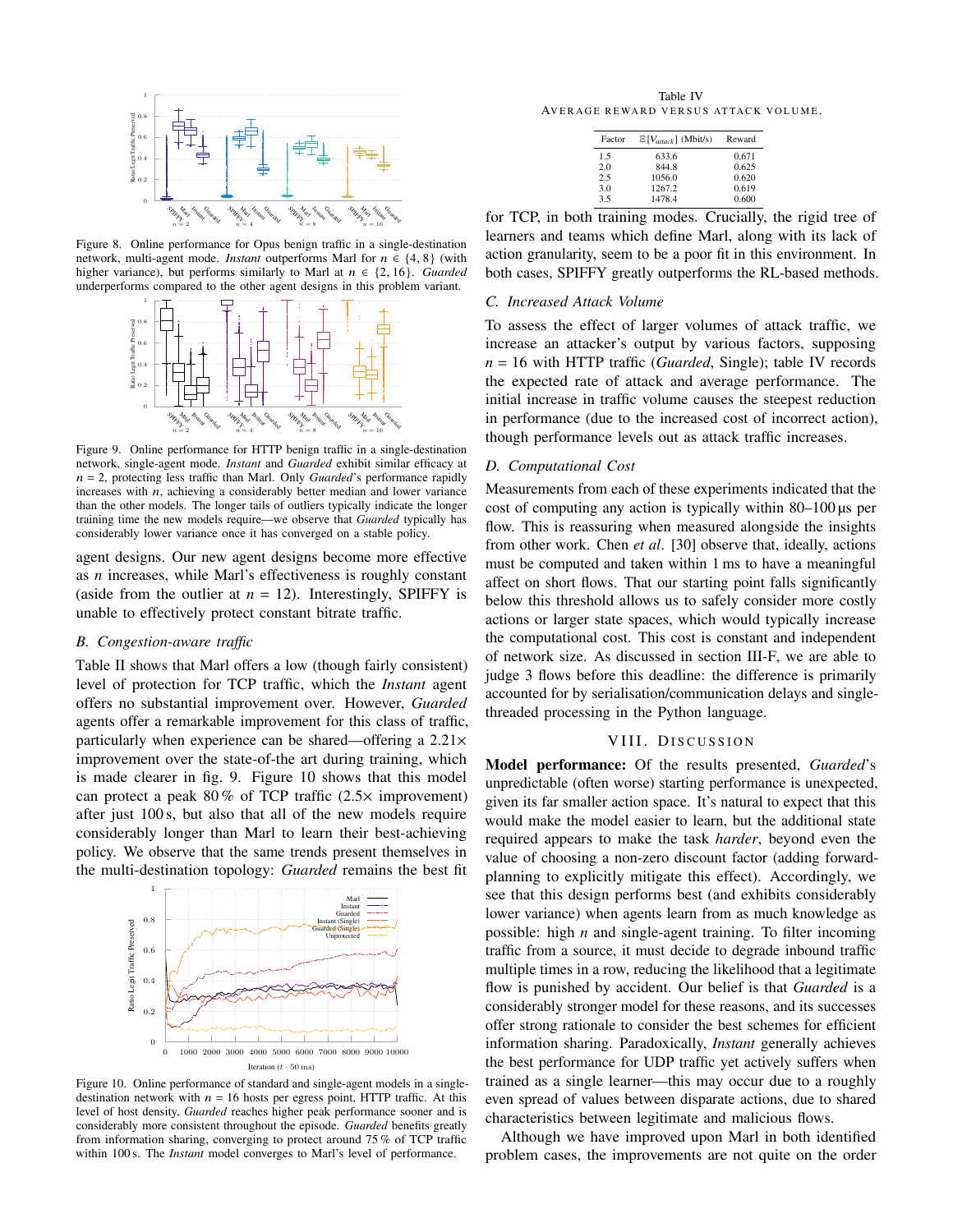Figure 8. Online performance for Opus benign traffic in a single-destination network, multi-agent mode. *Instant* outperforms Marl for $n \in \{4, 8\}$ (with higher variance), but performs similarly to Marl at $n \in \{2, 16\}$. *Guarded* underperforms compared to the other agent designs in this problem variant.

Figure 9. Online performance for HTTP benign traffic in a single-destination network, single-agent mode. *Instant* and *Guarded* exhibit similar efficacy at $n = 2$, protecting less traffic than Marl. Only *Guarded*'s performance rapidly increases with $n$, achieving a considerably better median and lower variance than the other models. The longer tails of outliers typically indicate the longer training time the new models require—we observe that *Guarded* typically has considerably lower variance once it has converged on a stable policy.

agent designs. Our new agent designs become more effective as $n$ increases, while Marl's effectiveness is roughly constant (aside from the outlier at $n = 12$). Interestingly, SPIFFY is unable to effectively protect constant bitrate traffic.

### B. Congestion-aware traffic

Table II shows that Marl offers a low (though fairly consistent) level of protection for TCP traffic, which the *Instant* agent offers no substantial improvement over. However, *Guarded* agents offer a remarkable improvement for this class of traffic, particularly when experience can be shared—offering a 2.21× improvement over the state-of-the art during training, which is made clearer in fig. 9. Figure 10 shows that this model can protect a peak 80 % of TCP traffic (2.5× improvement) after just 100 s, but also that all of the new models require considerably longer than Marl to learn their best-achieving policy. We observe that the same trends present themselves in the multi-destination topology: *Guarded* remains the best fit for TCP, in both training modes. Crucially, the rigid tree of learners and teams which define Marl, along with its lack of action granularity, seem to be a poor fit in this environment. In both cases, SPIFFY greatly outperforms the RL-based methods.

Figure 10. Online performance of standard and single-agent models in a single-destination network with $n = 16$ hosts per egress point, HTTP traffic. At this level of host density, *Guarded* reaches higher peak performance sooner and is considerably more consistent throughout the episode. *Guarded* benefits greatly from information sharing, converging to protect around 75 % of TCP traffic within 100 s. The *Instant* model converges to Marl's level of performance.

Table IV
AVERAGE REWARD VERSUS ATTACK VOLUME.

| Factor | $\mathbb{E}[V_{attack}]$ (Mbit/s) | Reward |
|---|---|---|
| 1.5 | 633.6 | 0.671 |
| 2.0 | 844.8 | 0.625 |
| 2.5 | 1056.0 | 0.620 |
| 3.0 | 1267.2 | 0.619 |
| 3.5 | 1478.4 | 0.600 |

### C. Increased Attack Volume

To assess the effect of larger volumes of attack traffic, we increase an attacker's output by various factors, supposing $n = 16$ with HTTP traffic (*Guarded*, Single); table IV records the expected rate of attack and average performance. The initial increase in traffic volume causes the steepest reduction in performance (due to the increased cost of incorrect action), though performance levels out as attack traffic increases.

### D. Computational Cost

Measurements from each of these experiments indicated that the cost of computing any action is typically within 80–100 µs per flow. This is reassuring when measured alongside the insights from other work. Chen *et al*. [30] observe that, ideally, actions must be computed and taken within 1 ms to have a meaningful affect on short flows. That our starting point falls significantly below this threshold allows us to safely consider more costly actions or larger state spaces, which would typically increase the computational cost. This cost is constant and independent of network size. As discussed in section III-F, we are able to judge 3 flows before this deadline: the difference is primarily accounted for by serialisation/communication delays and single-threaded processing in the Python language.

## VIII. Discussion

**Model performance:** Of the results presented, *Guarded*'s unpredictable (often worse) starting performance is unexpected, given its far smaller action space. It's natural to expect that this would make the model easier to learn, but the additional state required appears to make the task *harder*, beyond even the value of choosing a non-zero discount factor (adding forward-planning to explicitly mitigate this effect). Accordingly, we see that this design performs best (and exhibits considerably lower variance) when agents learn from as much knowledge as possible: high $n$ and single-agent training. To filter incoming traffic from a source, it must decide to degrade inbound traffic multiple times in a row, reducing the likelihood that a legitimate flow is punished by accident. Our belief is that *Guarded* is a considerably stronger model for these reasons, and its successes offer strong rationale to consider the best schemes for efficient information sharing. Paradoxically, *Instant* generally achieves the best performance for UDP traffic yet actively suffers when trained as a single learner—this may occur due to a roughly even spread of values between disparate actions, due to shared characteristics between legitimate and malicious flows.

Although we have improved upon Marl in both identified problem cases, the improvements are not quite on the order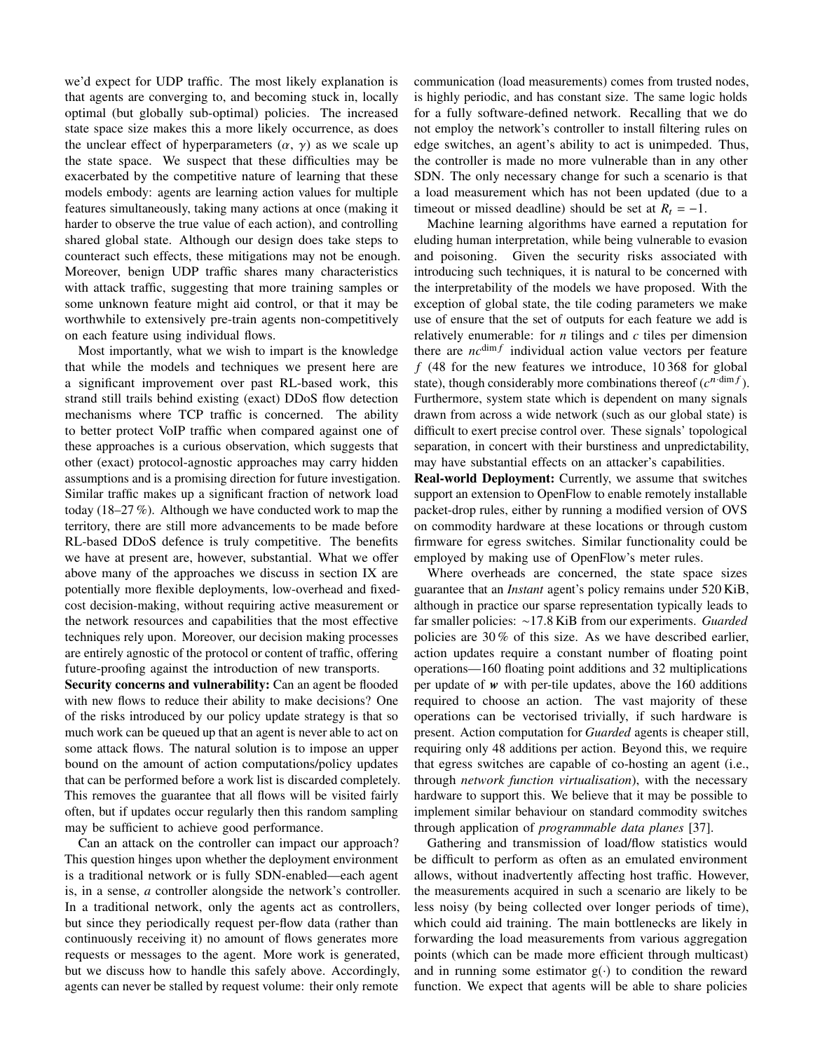we'd expect for UDP traffic. The most likely explanation is that agents are converging to, and becoming stuck in, locally optimal (but globally sub-optimal) policies. The increased state space size makes this a more likely occurrence, as does the unclear effect of hyperparameters ($\alpha$, $\gamma$) as we scale up the state space. We suspect that these difficulties may be exacerbated by the competitive nature of learning that these models embody: agents are learning action values for multiple features simultaneously, taking many actions at once (making it harder to observe the true value of each action), and controlling shared global state. Although our design does take steps to counteract such effects, these mitigations may not be enough. Moreover, benign UDP traffic shares many characteristics with attack traffic, suggesting that more training samples or some unknown feature might aid control, or that it may be worthwhile to extensively pre-train agents non-competitively on each feature using individual flows.

Most importantly, what we wish to impart is the knowledge that while the models and techniques we present here are a significant improvement over past RL-based work, this strand still trails behind existing (exact) DDoS flow detection mechanisms where TCP traffic is concerned. The ability to better protect VoIP traffic when compared against one of these approaches is a curious observation, which suggests that other (exact) protocol-agnostic approaches may carry hidden assumptions and is a promising direction for future investigation. Similar traffic makes up a significant fraction of network load today (18–27 %). Although we have conducted work to map the territory, there are still more advancements to be made before RL-based DDoS defence is truly competitive. The benefits we have at present are, however, substantial. What we offer above many of the approaches we discuss in section IX are potentially more flexible deployments, low-overhead and fixed-cost decision-making, without requiring active measurement or the network resources and capabilities that the most effective techniques rely upon. Moreover, our decision making processes are entirely agnostic of the protocol or content of traffic, offering future-proofing against the introduction of new transports.

**Security concerns and vulnerability:** Can an agent be flooded with new flows to reduce their ability to make decisions? One of the risks introduced by our policy update strategy is that so much work can be queued up that an agent is never able to act on some attack flows. The natural solution is to impose an upper bound on the amount of action computations/policy updates that can be performed before a work list is discarded completely. This removes the guarantee that all flows will be visited fairly often, but if updates occur regularly then this random sampling may be sufficient to achieve good performance.

Can an attack on the controller can impact our approach? This question hinges upon whether the deployment environment is a traditional network or is fully SDN-enabled—each agent is, in a sense, *a* controller alongside the network's controller. In a traditional network, only the agents act as controllers, but since they periodically request per-flow data (rather than continuously receiving it) no amount of flows generates more requests or messages to the agent. More work is generated, but we discuss how to handle this safely above. Accordingly, agents can never be stalled by request volume: their only remote communication (load measurements) comes from trusted nodes, is highly periodic, and has constant size. The same logic holds for a fully software-defined network. Recalling that we do not employ the network's controller to install filtering rules on edge switches, an agent's ability to act is unimpeded. Thus, the controller is made no more vulnerable than in any other SDN. The only necessary change for such a scenario is that a load measurement which has not been updated (due to a timeout or missed deadline) should be set at $R_t = -1$.

Machine learning algorithms have earned a reputation for eluding human interpretation, while being vulnerable to evasion and poisoning. Given the security risks associated with introducing such techniques, it is natural to be concerned with the interpretability of the models we have proposed. With the exception of global state, the tile coding parameters we make use of ensure that the set of outputs for each feature we add is relatively enumerable: for $n$ tilings and $c$ tiles per dimension there are $nc^{\dim f}$ individual action value vectors per feature $f$ (48 for the new features we introduce, 10 368 for global state), though considerably more combinations thereof ($c^{n \cdot \dim f}$). Furthermore, system state which is dependent on many signals drawn from across a wide network (such as our global state) is difficult to exert precise control over. These signals' topological separation, in concert with their burstiness and unpredictability, may have substantial effects on an attacker's capabilities.

**Real-world Deployment:** Currently, we assume that switches support an extension to OpenFlow to enable remotely installable packet-drop rules, either by running a modified version of OVS on commodity hardware at these locations or through custom firmware for egress switches. Similar functionality could be employed by making use of OpenFlow's meter rules.

Where overheads are concerned, the state space sizes guarantee that an *Instant* agent's policy remains under 520 KiB, although in practice our sparse representation typically leads to far smaller policies: ∼17.8 KiB from our experiments. *Guarded* policies are 30 % of this size. As we have described earlier, action updates require a constant number of floating point operations—160 floating point additions and 32 multiplications per update of $\boldsymbol{w}$ with per-tile updates, above the 160 additions required to choose an action. The vast majority of these operations can be vectorised trivially, if such hardware is present. Action computation for *Guarded* agents is cheaper still, requiring only 48 additions per action. Beyond this, we require that egress switches are capable of co-hosting an agent (i.e., through *network function virtualisation*), with the necessary hardware to support this. We believe that it may be possible to implement similar behaviour on standard commodity switches through application of *programmable data planes* [37].

Gathering and transmission of load/flow statistics would be difficult to perform as often as an emulated environment allows, without inadvertently affecting host traffic. However, the measurements acquired in such a scenario are likely to be less noisy (by being collected over longer periods of time), which could aid training. The main bottlenecks are likely in forwarding the load measurements from various aggregation points (which can be made more efficient through multicast) and in running some estimator $g(\cdot)$ to condition the reward function. We expect that agents will be able to share policies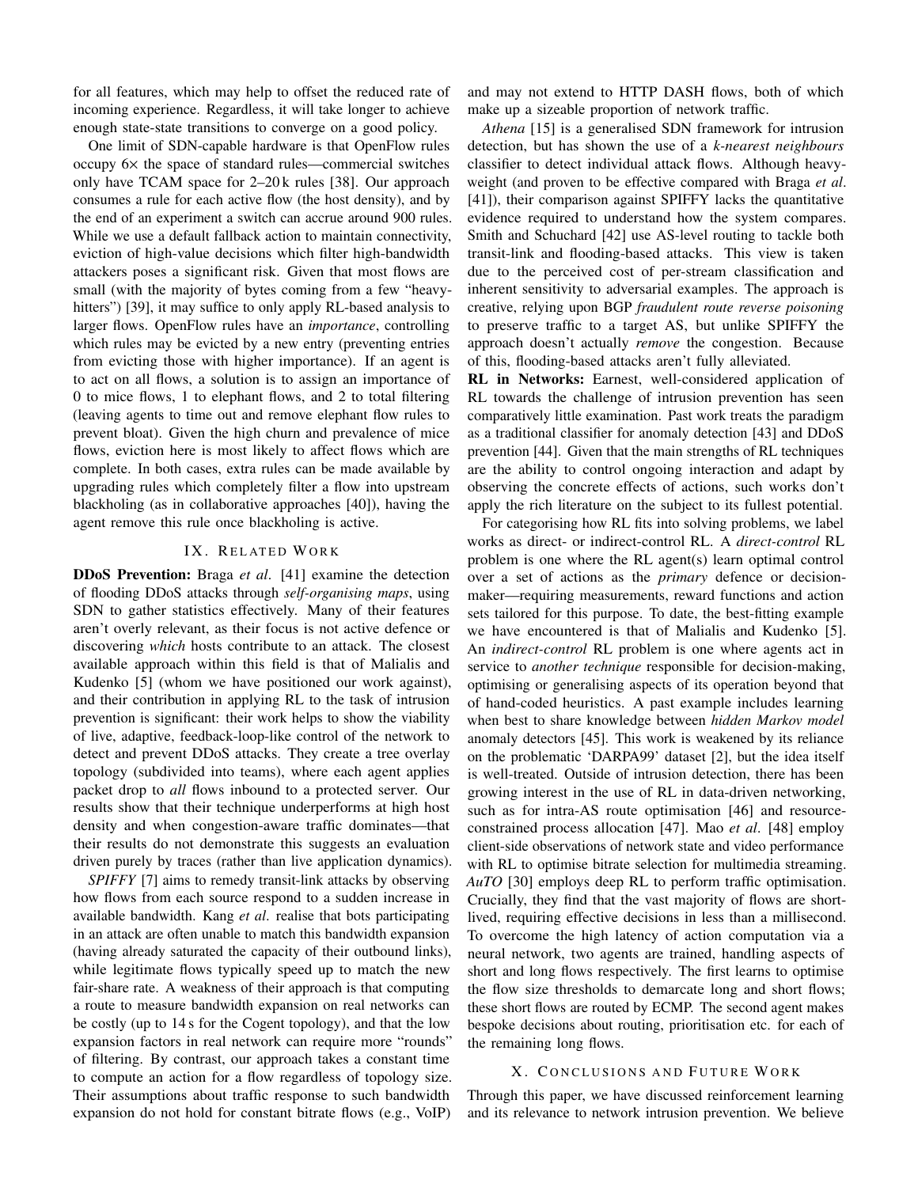for all features, which may help to offset the reduced rate of incoming experience. Regardless, it will take longer to achieve enough state-state transitions to converge on a good policy.

One limit of SDN-capable hardware is that OpenFlow rules occupy 6× the space of standard rules—commercial switches only have TCAM space for 2–20 k rules [38]. Our approach consumes a rule for each active flow (the host density), and by the end of an experiment a switch can accrue around 900 rules. While we use a default fallback action to maintain connectivity, eviction of high-value decisions which filter high-bandwidth attackers poses a significant risk. Given that most flows are small (with the majority of bytes coming from a few "heavy-hitters") [39], it may suffice to only apply RL-based analysis to larger flows. OpenFlow rules have an *importance*, controlling which rules may be evicted by a new entry (preventing entries from evicting those with higher importance). If an agent is to act on all flows, a solution is to assign an importance of 0 to mice flows, 1 to elephant flows, and 2 to total filtering (leaving agents to time out and remove elephant flow rules to prevent bloat). Given the high churn and prevalence of mice flows, eviction here is most likely to affect flows which are complete. In both cases, extra rules can be made available by upgrading rules which completely filter a flow into upstream blackholing (as in collaborative approaches [40]), having the agent remove this rule once blackholing is active.

## IX. Related Work

**DDoS Prevention:** Braga *et al*. [41] examine the detection of flooding DDoS attacks through *self-organising maps*, using SDN to gather statistics effectively. Many of their features aren't overly relevant, as their focus is not active defence or discovering *which* hosts contribute to an attack. The closest available approach within this field is that of Malialis and Kudenko [5] (whom we have positioned our work against), and their contribution in applying RL to the task of intrusion prevention is significant: their work helps to show the viability of live, adaptive, feedback-loop-like control of the network to detect and prevent DDoS attacks. They create a tree overlay topology (subdivided into teams), where each agent applies packet drop to *all* flows inbound to a protected server. Our results show that their technique underperforms at high host density and when congestion-aware traffic dominates—that their results do not demonstrate this suggests an evaluation driven purely by traces (rather than live application dynamics).

*SPIFFY* [7] aims to remedy transit-link attacks by observing how flows from each source respond to a sudden increase in available bandwidth. Kang *et al*. realise that bots participating in an attack are often unable to match this bandwidth expansion (having already saturated the capacity of their outbound links), while legitimate flows typically speed up to match the new fair-share rate. A weakness of their approach is that computing a route to measure bandwidth expansion on real networks can be costly (up to 14 s for the Cogent topology), and that the low expansion factors in real network can require more "rounds" of filtering. By contrast, our approach takes a constant time to compute an action for a flow regardless of topology size. Their assumptions about traffic response to such bandwidth expansion do not hold for constant bitrate flows (e.g., VoIP) and may not extend to HTTP DASH flows, both of which make up a sizeable proportion of network traffic.

*Athena* [15] is a generalised SDN framework for intrusion detection, but has shown the use of a *k-nearest neighbours* classifier to detect individual attack flows. Although heavy-weight (and proven to be effective compared with Braga *et al*. [41]), their comparison against SPIFFY lacks the quantitative evidence required to understand how the system compares. Smith and Schuchard [42] use AS-level routing to tackle both transit-link and flooding-based attacks. This view is taken due to the perceived cost of per-stream classification and inherent sensitivity to adversarial examples. The approach is creative, relying upon BGP *fraudulent route reverse poisoning* to preserve traffic to a target AS, but unlike SPIFFY the approach doesn't actually *remove* the congestion. Because of this, flooding-based attacks aren't fully alleviated.

**RL in Networks:** Earnest, well-considered application of RL towards the challenge of intrusion prevention has seen comparatively little examination. Past work treats the paradigm as a traditional classifier for anomaly detection [43] and DDoS prevention [44]. Given that the main strengths of RL techniques are the ability to control ongoing interaction and adapt by observing the concrete effects of actions, such works don't apply the rich literature on the subject to its fullest potential.

For categorising how RL fits into solving problems, we label works as direct- or indirect-control RL. A *direct-control* RL problem is one where the RL agent(s) learn optimal control over a set of actions as the *primary* defence or decision-maker—requiring measurements, reward functions and action sets tailored for this purpose. To date, the best-fitting example we have encountered is that of Malialis and Kudenko [5]. An *indirect-control* RL problem is one where agents act in service to *another technique* responsible for decision-making, optimising or generalising aspects of its operation beyond that of hand-coded heuristics. A past example includes learning when best to share knowledge between *hidden Markov model* anomaly detectors [45]. This work is weakened by its reliance on the problematic 'DARPA99' dataset [2], but the idea itself is well-treated. Outside of intrusion detection, there has been growing interest in the use of RL in data-driven networking, such as for intra-AS route optimisation [46] and resource-constrained process allocation [47]. Mao *et al*. [48] employ client-side observations of network state and video performance with RL to optimise bitrate selection for multimedia streaming. *AuTO* [30] employs deep RL to perform traffic optimisation. Crucially, they find that the vast majority of flows are short-lived, requiring effective decisions in less than a millisecond. To overcome the high latency of action computation via a neural network, two agents are trained, handling aspects of short and long flows respectively. The first learns to optimise the flow size thresholds to demarcate long and short flows; these short flows are routed by ECMP. The second agent makes bespoke decisions about routing, prioritisation etc. for each of the remaining long flows.

## X. Conclusions and Future Work

Through this paper, we have discussed reinforcement learning and its relevance to network intrusion prevention. We believe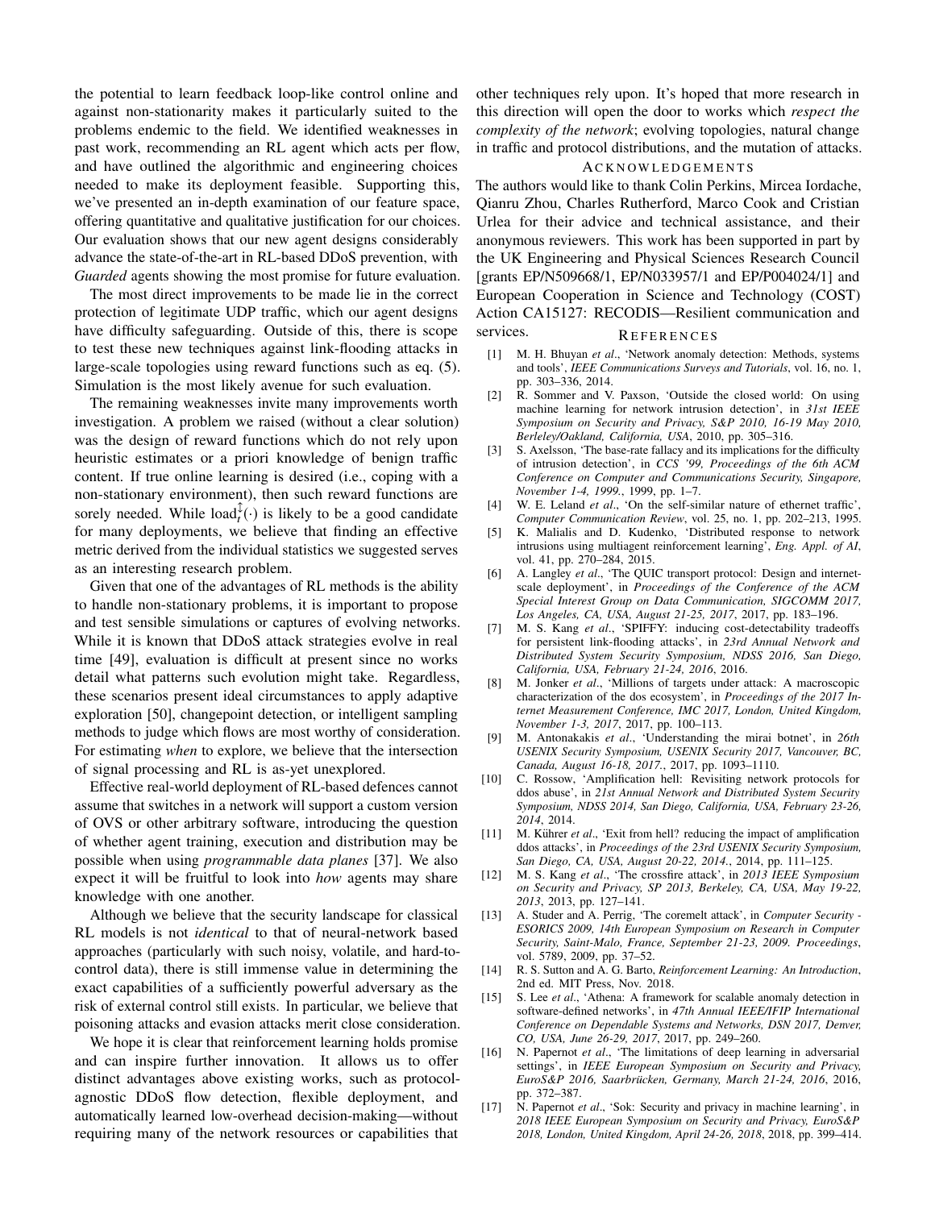the potential to learn feedback loop-like control online and against non-stationarity makes it particularly suited to the problems endemic to the field. We identified weaknesses in past work, recommending an RL agent which acts per flow, and have outlined the algorithmic and engineering choices needed to make its deployment feasible. Supporting this, we've presented an in-depth examination of our feature space, offering quantitative and qualitative justification for our choices. Our evaluation shows that our new agent designs considerably advance the state-of-the-art in RL-based DDoS prevention, with *Guarded* agents showing the most promise for future evaluation.

The most direct improvements to be made lie in the correct protection of legitimate UDP traffic, which our agent designs have difficulty safeguarding. Outside of this, there is scope to test these new techniques against link-flooding attacks in large-scale topologies using reward functions such as eq. (5). Simulation is the most likely avenue for such evaluation.

The remaining weaknesses invite many improvements worth investigation. A problem we raised (without a clear solution) was the design of reward functions which do not rely upon heuristic estimates or a priori knowledge of benign traffic content. If true online learning is desired (i.e., coping with a non-stationary environment), then such reward functions are sorely needed. While $\text{load}_t^{\updownarrow}(\cdot)$ is likely to be a good candidate for many deployments, we believe that finding an effective metric derived from the individual statistics we suggested serves as an interesting research problem.

Given that one of the advantages of RL methods is the ability to handle non-stationary problems, it is important to propose and test sensible simulations or captures of evolving networks. While it is known that DDoS attack strategies evolve in real time [49], evaluation is difficult at present since no works detail what patterns such evolution might take. Regardless, these scenarios present ideal circumstances to apply adaptive exploration [50], changepoint detection, or intelligent sampling methods to judge which flows are most worthy of consideration. For estimating *when* to explore, we believe that the intersection of signal processing and RL is as-yet unexplored.

Effective real-world deployment of RL-based defences cannot assume that switches in a network will support a custom version of OVS or other arbitrary software, introducing the question of whether agent training, execution and distribution may be possible when using *programmable data planes* [37]. We also expect it will be fruitful to look into *how* agents may share knowledge with one another.

Although we believe that the security landscape for classical RL models is not *identical* to that of neural-network based approaches (particularly with such noisy, volatile, and hard-to-control data), there is still immense value in determining the exact capabilities of a sufficiently powerful adversary as the risk of external control still exists. In particular, we believe that poisoning attacks and evasion attacks merit close consideration.

We hope it is clear that reinforcement learning holds promise and can inspire further innovation. It allows us to offer distinct advantages above existing works, such as protocol-agnostic DDoS flow detection, flexible deployment, and automatically learned low-overhead decision-making—without requiring many of the network resources or capabilities that other techniques rely upon. It's hoped that more research in this direction will open the door to works which *respect the complexity of the network*; evolving topologies, natural change in traffic and protocol distributions, and the mutation of attacks.

## Acknowledgements

The authors would like to thank Colin Perkins, Mircea Iordache, Qianru Zhou, Charles Rutherford, Marco Cook and Cristian Urlea for their advice and technical assistance, and their anonymous reviewers. This work has been supported in part by the UK Engineering and Physical Sciences Research Council [grants EP/N509668/1, EP/N033957/1 and EP/P004024/1] and European Cooperation in Science and Technology (COST) Action CA15127: RECODIS—Resilient communication and services.

## References

[1] M. H. Bhuyan *et al.*, 'Network anomaly detection: Methods, systems and tools', *IEEE Communications Surveys and Tutorials*, vol. 16, no. 1, pp. 303–336, 2014.

[2] R. Sommer and V. Paxson, 'Outside the closed world: On using machine learning for network intrusion detection', in *31st IEEE Symposium on Security and Privacy, S&P 2010, 16-19 May 2010, Berleley/Oakland, California, USA*, 2010, pp. 305–316.

[3] S. Axelsson, 'The base-rate fallacy and its implications for the difficulty of intrusion detection', in *CCS '99, Proceedings of the 6th ACM Conference on Computer and Communications Security, Singapore, November 1-4, 1999.*, 1999, pp. 1–7.

[4] W. E. Leland *et al.*, 'On the self-similar nature of ethernet traffic', *Computer Communication Review*, vol. 25, no. 1, pp. 202–213, 1995.

[5] K. Malialis and D. Kudenko, 'Distributed response to network intrusions using multiagent reinforcement learning', *Eng. Appl. of AI*, vol. 41, pp. 270–284, 2015.

[6] A. Langley *et al.*, 'The QUIC transport protocol: Design and internet-scale deployment', in *Proceedings of the Conference of the ACM Special Interest Group on Data Communication, SIGCOMM 2017, Los Angeles, CA, USA, August 21-25, 2017*, 2017, pp. 183–196.

[7] M. S. Kang *et al.*, 'SPIFFY: inducing cost-detectability tradeoffs for persistent link-flooding attacks', in *23rd Annual Network and Distributed System Security Symposium, NDSS 2016, San Diego, California, USA, February 21-24, 2016*, 2016.

[8] M. Jonker *et al.*, 'Millions of targets under attack: A macroscopic characterization of the dos ecosystem', in *Proceedings of the 2017 Internet Measurement Conference, IMC 2017, London, United Kingdom, November 1-3, 2017*, 2017, pp. 100–113.

[9] M. Antonakakis *et al.*, 'Understanding the mirai botnet', in *26th USENIX Security Symposium, USENIX Security 2017, Vancouver, BC, Canada, August 16-18, 2017.*, 2017, pp. 1093–1110.

[10] C. Rossow, 'Amplification hell: Revisiting network protocols for ddos abuse', in *21st Annual Network and Distributed System Security Symposium, NDSS 2014, San Diego, California, USA, February 23-26, 2014*, 2014.

[11] M. Kührer *et al.*, 'Exit from hell? reducing the impact of amplification ddos attacks', in *Proceedings of the 23rd USENIX Security Symposium, San Diego, CA, USA, August 20-22, 2014.*, 2014, pp. 111–125.

[12] M. S. Kang *et al.*, 'The crossfire attack', in *2013 IEEE Symposium on Security and Privacy, SP 2013, Berkeley, CA, USA, May 19-22, 2013*, 2013, pp. 127–141.

[13] A. Studer and A. Perrig, 'The coremelt attack', in *Computer Security - ESORICS 2009, 14th European Symposium on Research in Computer Security, Saint-Malo, France, September 21-23, 2009. Proceedings*, vol. 5789, 2009, pp. 37–52.

[14] R. S. Sutton and A. G. Barto, *Reinforcement Learning: An Introduction*, 2nd ed. MIT Press, Nov. 2018.

[15] S. Lee *et al.*, 'Athena: A framework for scalable anomaly detection in software-defined networks', in *47th Annual IEEE/IFIP International Conference on Dependable Systems and Networks, DSN 2017, Denver, CO, USA, June 26-29, 2017*, 2017, pp. 249–260.

[16] N. Papernot *et al.*, 'The limitations of deep learning in adversarial settings', in *IEEE European Symposium on Security and Privacy, EuroS&P 2016, Saarbrücken, Germany, March 21-24, 2016*, 2016, pp. 372–387.

[17] N. Papernot *et al.*, 'Sok: Security and privacy in machine learning', in *2018 IEEE European Symposium on Security and Privacy, EuroS&P 2018, London, United Kingdom, April 24-26, 2018*, 2018, pp. 399–414.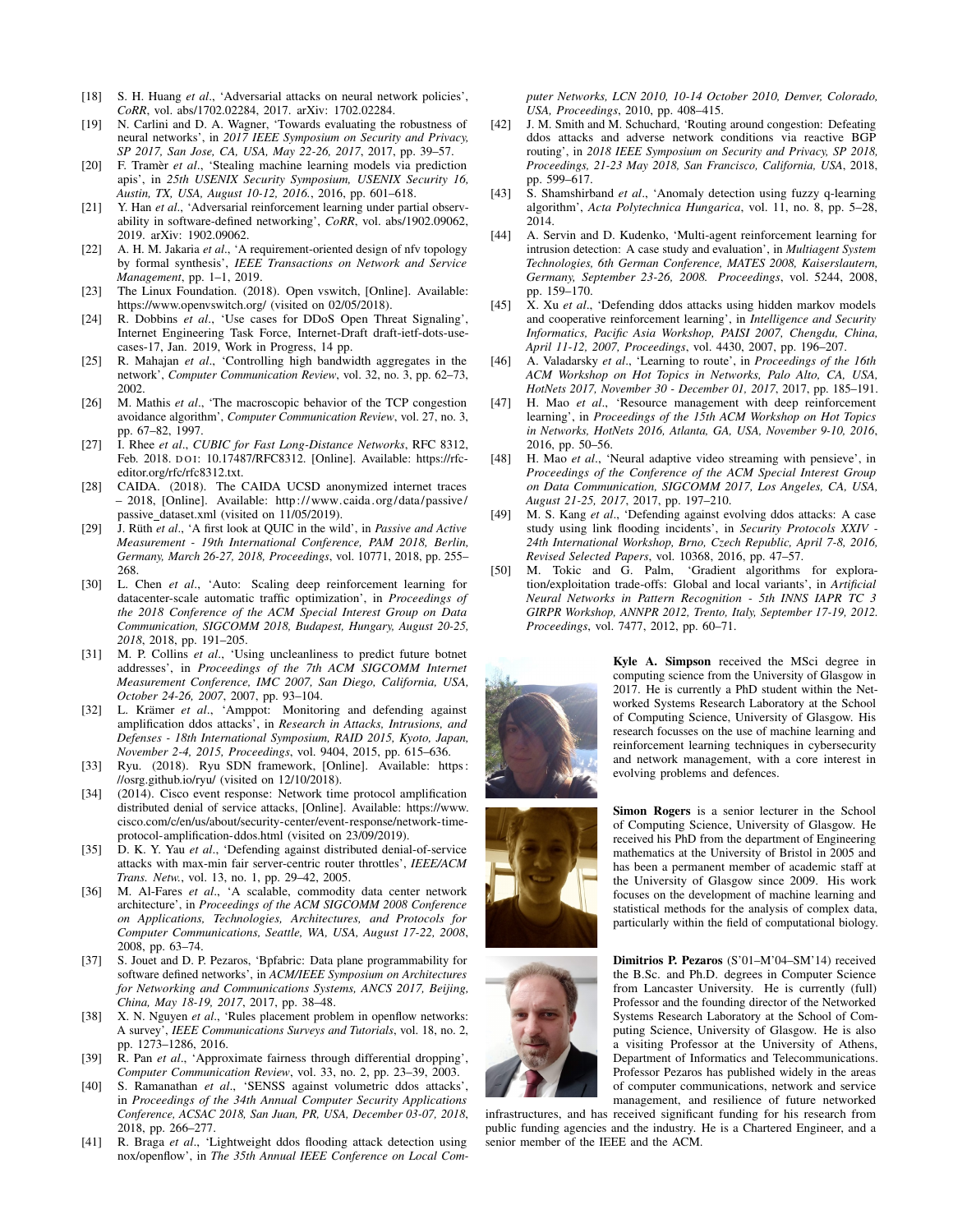[18] S. H. Huang *et al.*, 'Adversarial attacks on neural network policies', *CoRR*, vol. abs/1702.02284, 2017. arXiv: 1702.02284.

[19] N. Carlini and D. A. Wagner, 'Towards evaluating the robustness of neural networks', in *2017 IEEE Symposium on Security and Privacy, SP 2017, San Jose, CA, USA, May 22-26, 2017*, 2017, pp. 39–57.

[20] F. Tramèr *et al.*, 'Stealing machine learning models via prediction apis', in *25th USENIX Security Symposium, USENIX Security 16, Austin, TX, USA, August 10-12, 2016.*, 2016, pp. 601–618.

[21] Y. Han *et al.*, 'Adversarial reinforcement learning under partial observability in software-defined networking', *CoRR*, vol. abs/1902.09062, 2019. arXiv: 1902.09062.

[22] A. H. M. Jakaria *et al.*, 'A requirement-oriented design of nfv topology by formal synthesis', *IEEE Transactions on Network and Service Management*, pp. 1–1, 2019.

[23] The Linux Foundation. (2018). Open vswitch, [Online]. Available: https://www.openvswitch.org/ (visited on 02/05/2018).

[24] R. Dobbins *et al.*, 'Use cases for DDoS Open Threat Signaling', Internet Engineering Task Force, Internet-Draft draft-ietf-dots-use-cases-17, Jan. 2019, Work in Progress, 14 pp.

[25] R. Mahajan *et al.*, 'Controlling high bandwidth aggregates in the network', *Computer Communication Review*, vol. 32, no. 3, pp. 62–73, 2002.

[26] M. Mathis *et al.*, 'The macroscopic behavior of the TCP congestion avoidance algorithm', *Computer Communication Review*, vol. 27, no. 3, pp. 67–82, 1997.

[27] I. Rhee *et al.*, *CUBIC for Fast Long-Distance Networks*, RFC 8312, Feb. 2018. DOI: 10.17487/RFC8312. [Online]. Available: https://rfc-editor.org/rfc/rfc8312.txt.

[28] CAIDA. (2018). The CAIDA UCSD anonymized internet traces – 2018, [Online]. Available: http://www.caida.org/data/passive/passive_dataset.xml (visited on 11/05/2019).

[29] J. Rüth *et al.*, 'A first look at QUIC in the wild', in *Passive and Active Measurement - 19th International Conference, PAM 2018, Berlin, Germany, March 26-27, 2018, Proceedings*, vol. 10771, 2018, pp. 255–268.

[30] L. Chen *et al.*, 'Auto: Scaling deep reinforcement learning for datacenter-scale automatic traffic optimization', in *Proceedings of the 2018 Conference of the ACM Special Interest Group on Data Communication, SIGCOMM 2018, Budapest, Hungary, August 20-25, 2018*, 2018, pp. 191–205.

[31] M. P. Collins *et al.*, 'Using uncleanliness to predict future botnet addresses', in *Proceedings of the 7th ACM SIGCOMM Internet Measurement Conference, IMC 2007, San Diego, California, USA, October 24-26, 2007*, 2007, pp. 93–104.

[32] L. Krämer *et al.*, 'Amppot: Monitoring and defending against amplification ddos attacks', in *Research in Attacks, Intrusions, and Defenses - 18th International Symposium, RAID 2015, Kyoto, Japan, November 2-4, 2015, Proceedings*, vol. 9404, 2015, pp. 615–636.

[33] Ryu. (2018). Ryu SDN framework, [Online]. Available: https://osrg.github.io/ryu/ (visited on 12/10/2018).

[34] (2014). Cisco event response: Network time protocol amplification distributed denial of service attacks, [Online]. Available: https://www.cisco.com/c/en/us/about/security-center/event-response/network-time-protocol-amplification-ddos.html (visited on 23/09/2019).

[35] D. K. Y. Yau *et al.*, 'Defending against distributed denial-of-service attacks with max-min fair server-centric router throttles', *IEEE/ACM Trans. Netw.*, vol. 13, no. 1, pp. 29–42, 2005.

[36] M. Al-Fares *et al.*, 'A scalable, commodity data center network architecture', in *Proceedings of the ACM SIGCOMM 2008 Conference on Applications, Technologies, Architectures, and Protocols for Computer Communications, Seattle, WA, USA, August 17-22, 2008*, 2008, pp. 63–74.

[37] S. Jouet and D. P. Pezaros, 'Bpfabric: Data plane programmability for software defined networks', in *ACM/IEEE Symposium on Architectures for Networking and Communications Systems, ANCS 2017, Beijing, China, May 18-19, 2017*, 2017, pp. 38–48.

[38] X. N. Nguyen *et al.*, 'Rules placement problem in openflow networks: A survey', *IEEE Communications Surveys and Tutorials*, vol. 18, no. 2, pp. 1273–1286, 2016.

[39] R. Pan *et al.*, 'Approximate fairness through differential dropping', *Computer Communication Review*, vol. 33, no. 2, pp. 23–39, 2003.

[40] S. Ramanathan *et al.*, 'SENSS against volumetric ddos attacks', in *Proceedings of the 34th Annual Computer Security Applications Conference, ACSAC 2018, San Juan, PR, USA, December 03-07, 2018*, 2018, pp. 266–277.

[41] R. Braga *et al.*, 'Lightweight ddos flooding attack detection using nox/openflow', in *The 35th Annual IEEE Conference on Local Computer Networks, LCN 2010, 10-14 October 2010, Denver, Colorado, USA, Proceedings*, 2010, pp. 408–415.

[42] J. M. Smith and M. Schuchard, 'Routing around congestion: Defeating ddos attacks and adverse network conditions via reactive BGP routing', in *2018 IEEE Symposium on Security and Privacy, SP 2018, Proceedings, 21-23 May 2018, San Francisco, California, USA*, 2018, pp. 599–617.

[43] S. Shamshirband *et al.*, 'Anomaly detection using fuzzy q-learning algorithm', *Acta Polytechnica Hungarica*, vol. 11, no. 8, pp. 5–28, 2014.

[44] A. Servin and D. Kudenko, 'Multi-agent reinforcement learning for intrusion detection: A case study and evaluation', in *Multiagent System Technologies, 6th German Conference, MATES 2008, Kaiserslautern, Germany, September 23-26, 2008. Proceedings*, vol. 5244, 2008, pp. 159–170.

[45] X. Xu *et al.*, 'Defending ddos attacks using hidden markov models and cooperative reinforcement learning', in *Intelligence and Security Informatics, Pacific Asia Workshop, PAISI 2007, Chengdu, China, April 11-12, 2007, Proceedings*, vol. 4430, 2007, pp. 196–207.

[46] A. Valadarsky *et al.*, 'Learning to route', in *Proceedings of the 16th ACM Workshop on Hot Topics in Networks, Palo Alto, CA, USA, HotNets 2017, November 30 - December 01, 2017*, 2017, pp. 185–191.

[47] H. Mao *et al.*, 'Resource management with deep reinforcement learning', in *Proceedings of the 15th ACM Workshop on Hot Topics in Networks, HotNets 2016, Atlanta, GA, USA, November 9-10, 2016*, 2016, pp. 50–56.

[48] H. Mao *et al.*, 'Neural adaptive video streaming with pensieve', in *Proceedings of the Conference of the ACM Special Interest Group on Data Communication, SIGCOMM 2017, Los Angeles, CA, USA, August 21-25, 2017*, 2017, pp. 197–210.

[49] M. S. Kang *et al.*, 'Defending against evolving ddos attacks: A case study using link flooding incidents', in *Security Protocols XXIV - 24th International Workshop, Brno, Czech Republic, April 7-8, 2016, Revised Selected Papers*, vol. 10368, 2016, pp. 47–57.

[50] M. Tokic and G. Palm, 'Gradient algorithms for exploration/exploitation trade-offs: Global and local variants', in *Artificial Neural Networks in Pattern Recognition - 5th INNS IAPR TC 3 GIRPR Workshop, ANNPR 2012, Trento, Italy, September 17-19, 2012. Proceedings*, vol. 7477, 2012, pp. 60–71.

**Kyle A. Simpson** received the MSci degree in computing science from the University of Glasgow in 2017. He is currently a PhD student within the Networked Systems Research Laboratory at the School of Computing Science, University of Glasgow. His research focusses on the use of machine learning and reinforcement learning techniques in cybersecurity and network management, with a core interest in evolving problems and defences.

**Simon Rogers** is a senior lecturer in the School of Computing Science, University of Glasgow. He received his PhD from the department of Engineering mathematics at the University of Bristol in 2005 and has been a permanent member of academic staff at the University of Glasgow since 2009. His work focuses on the development of machine learning and statistical methods for the analysis of complex data, particularly within the field of computational biology.

**Dimitrios P. Pezaros** (S'01–M'04–SM'14) received the B.Sc. and Ph.D. degrees in Computer Science from Lancaster University. He is currently (full) Professor and the founding director of the Networked Systems Research Laboratory at the School of Computing Science, University of Glasgow. He is also a visiting Professor at the University of Athens, Department of Informatics and Telecommunications. Professor Pezaros has published widely in the areas of computer communications, network and service management, and resilience of future networked infrastructures, and has received significant funding for his research from public funding agencies and the industry. He is a Chartered Engineer, and a senior member of the IEEE and the ACM.